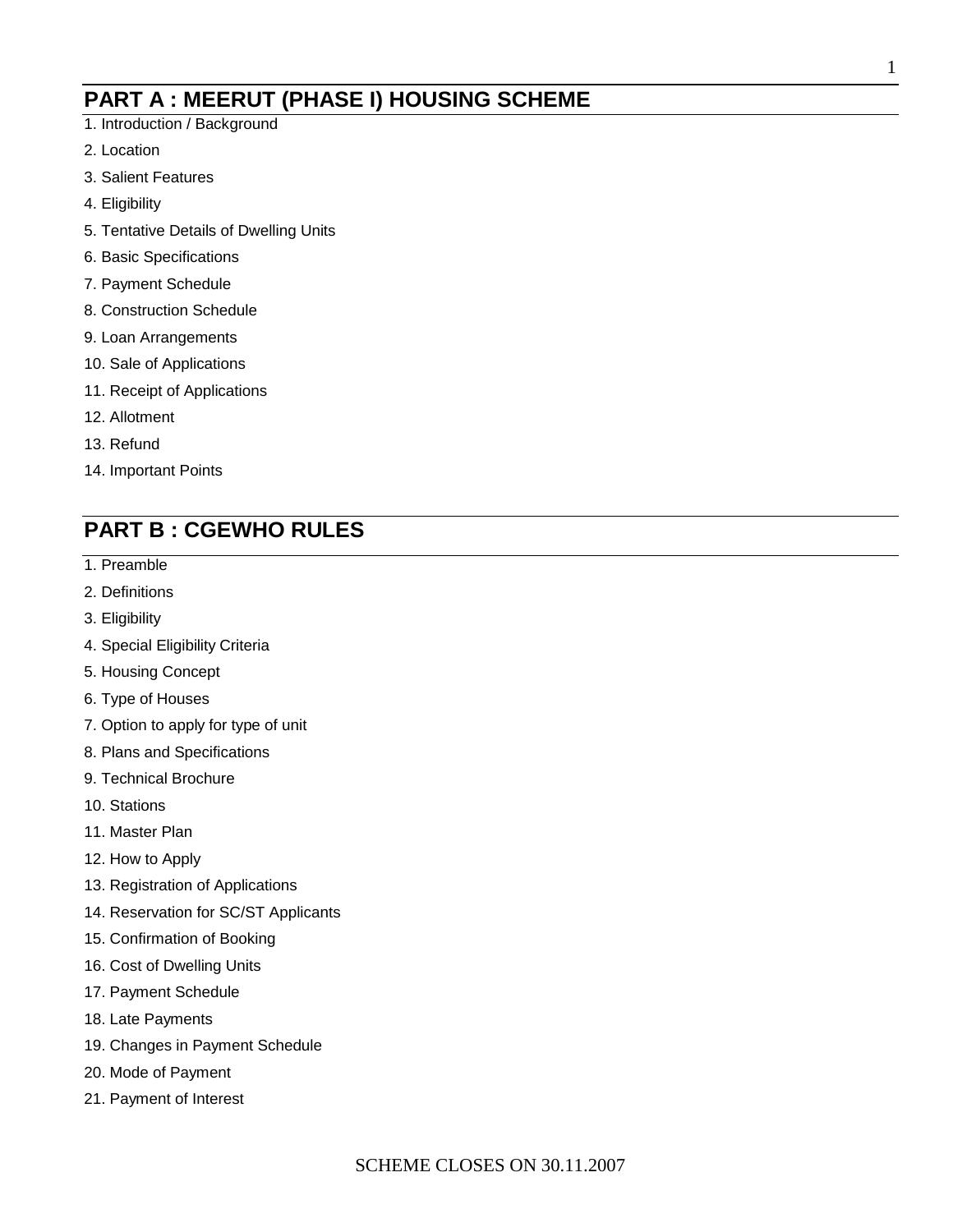## PART A : MEERUT (PHASE I) HOUSING SCHEME

1. Introduction / Background
2. Location
3. Salient Features
4. Eligibility
5. Tentative Details of Dwelling Units
6. Basic Specifications
7. Payment Schedule
8. Construction Schedule
9. Loan Arrangements
10. Sale of Applications
11. Receipt of Applications
12. Allotment
13. Refund
14. Important Points

## PART B : CGEWHO RULES

1. Preamble
2. Definitions
3. Eligibility
4. Special Eligibility Criteria
5. Housing Concept
6. Type of Houses
7. Option to apply for type of unit
8. Plans and Specifications
9. Technical Brochure
10. Stations
11. Master Plan
12. How to Apply
13. Registration of Applications
14. Reservation for SC/ST Applicants
15. Confirmation of Booking
16. Cost of Dwelling Units
17. Payment Schedule
18. Late Payments
19. Changes in Payment Schedule
20. Mode of Payment
21. Payment of Interest

SCHEME CLOSES ON 30.11.2007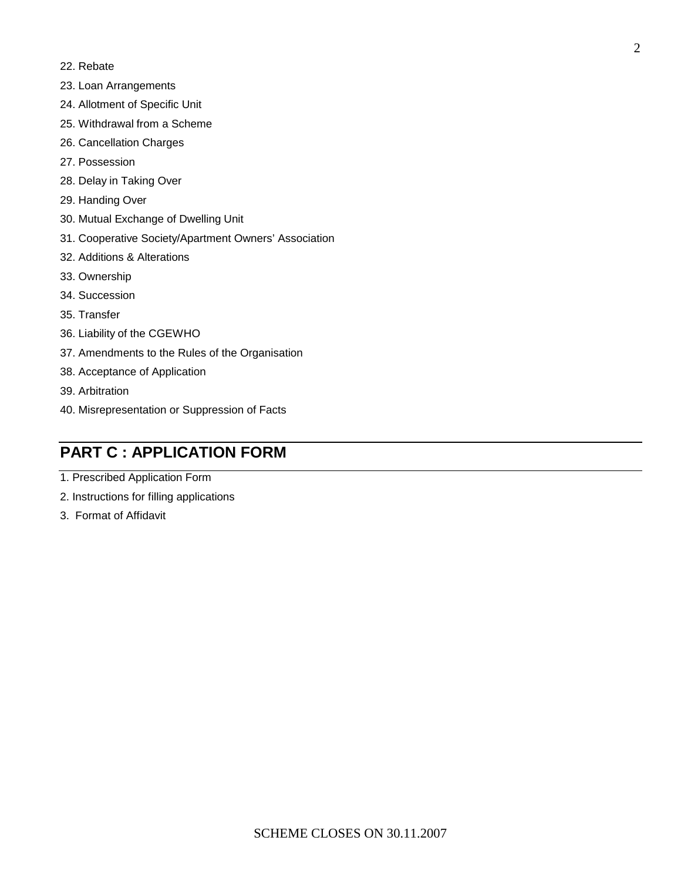22. Rebate
23. Loan Arrangements
24. Allotment of Specific Unit
25. Withdrawal from a Scheme
26. Cancellation Charges
27. Possession
28. Delay in Taking Over
29. Handing Over
30. Mutual Exchange of Dwelling Unit
31. Cooperative Society/Apartment Owners' Association
32. Additions & Alterations
33. Ownership
34. Succession
35. Transfer
36. Liability of the CGEWHO
37. Amendments to the Rules of the Organisation
38. Acceptance of Application
39. Arbitration
40. Misrepresentation or Suppression of Facts

## PART C : APPLICATION FORM

1. Prescribed Application Form
2. Instructions for filling applications
3. Format of Affidavit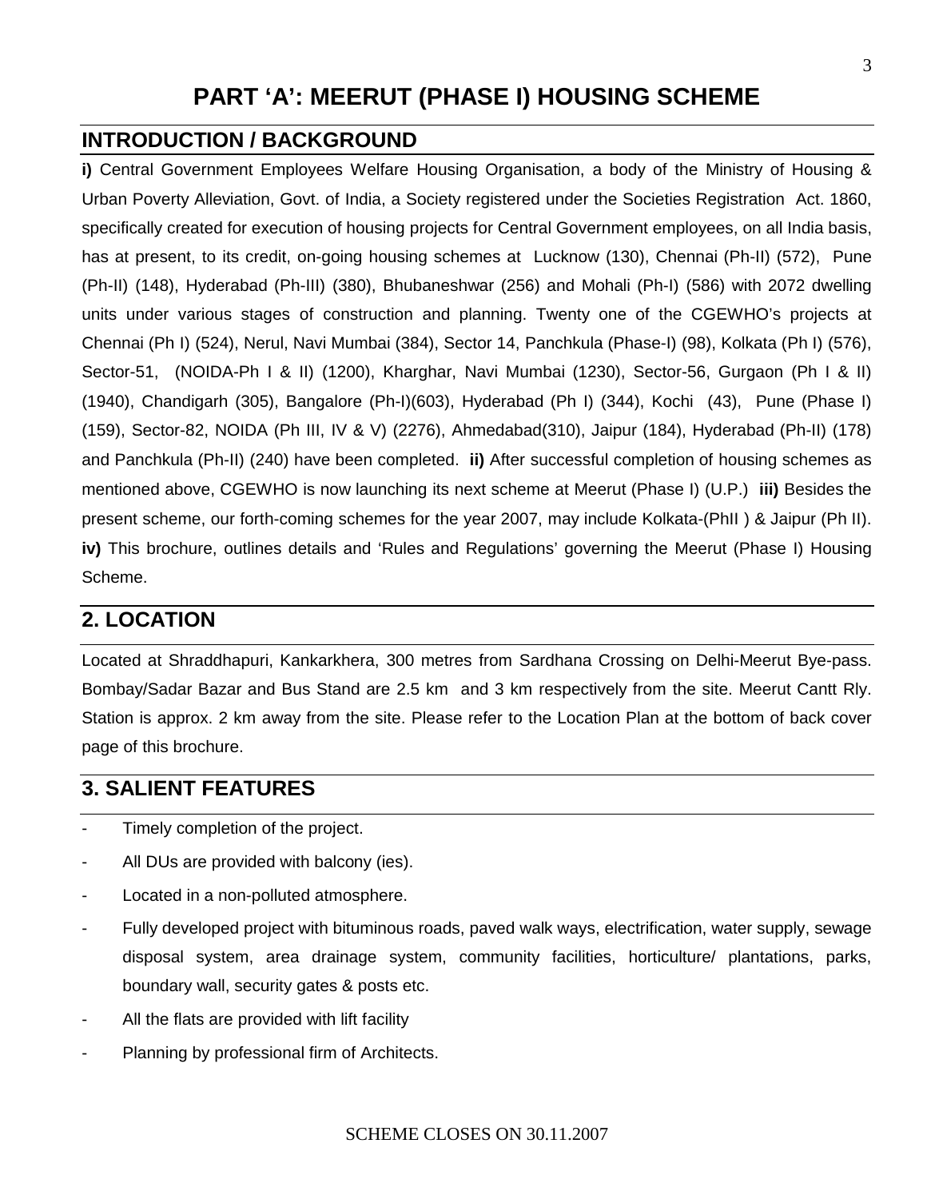# PART 'A': MEERUT (PHASE I) HOUSING SCHEME

## INTRODUCTION / BACKGROUND

**i)** Central Government Employees Welfare Housing Organisation, a body of the Ministry of Housing & Urban Poverty Alleviation, Govt. of India, a Society registered under the Societies Registration Act. 1860, specifically created for execution of housing projects for Central Government employees, on all India basis, has at present, to its credit, on-going housing schemes at Lucknow (130), Chennai (Ph-II) (572), Pune (Ph-II) (148), Hyderabad (Ph-III) (380), Bhubaneshwar (256) and Mohali (Ph-I) (586) with 2072 dwelling units under various stages of construction and planning. Twenty one of the CGEWHO's projects at Chennai (Ph I) (524), Nerul, Navi Mumbai (384), Sector 14, Panchkula (Phase-I) (98), Kolkata (Ph I) (576), Sector-51, (NOIDA-Ph I & II) (1200), Kharghar, Navi Mumbai (1230), Sector-56, Gurgaon (Ph I & II) (1940), Chandigarh (305), Bangalore (Ph-I)(603), Hyderabad (Ph I) (344), Kochi (43), Pune (Phase I) (159), Sector-82, NOIDA (Ph III, IV & V) (2276), Ahmedabad(310), Jaipur (184), Hyderabad (Ph-II) (178) and Panchkula (Ph-II) (240) have been completed. **ii)** After successful completion of housing schemes as mentioned above, CGEWHO is now launching its next scheme at Meerut (Phase I) (U.P.) **iii)** Besides the present scheme, our forth-coming schemes for the year 2007, may include Kolkata-(PhII ) & Jaipur (Ph II). **iv)** This brochure, outlines details and 'Rules and Regulations' governing the Meerut (Phase I) Housing Scheme.

## 2. LOCATION

Located at Shraddhapuri, Kankarkhera, 300 metres from Sardhana Crossing on Delhi-Meerut Bye-pass. Bombay/Sadar Bazar and Bus Stand are 2.5 km and 3 km respectively from the site. Meerut Cantt Rly. Station is approx. 2 km away from the site. Please refer to the Location Plan at the bottom of back cover page of this brochure.

## 3. SALIENT FEATURES

- Timely completion of the project.
- All DUs are provided with balcony (ies).
- Located in a non-polluted atmosphere.
- Fully developed project with bituminous roads, paved walk ways, electrification, water supply, sewage disposal system, area drainage system, community facilities, horticulture/ plantations, parks, boundary wall, security gates & posts etc.
- All the flats are provided with lift facility
- Planning by professional firm of Architects.

SCHEME CLOSES ON 30.11.2007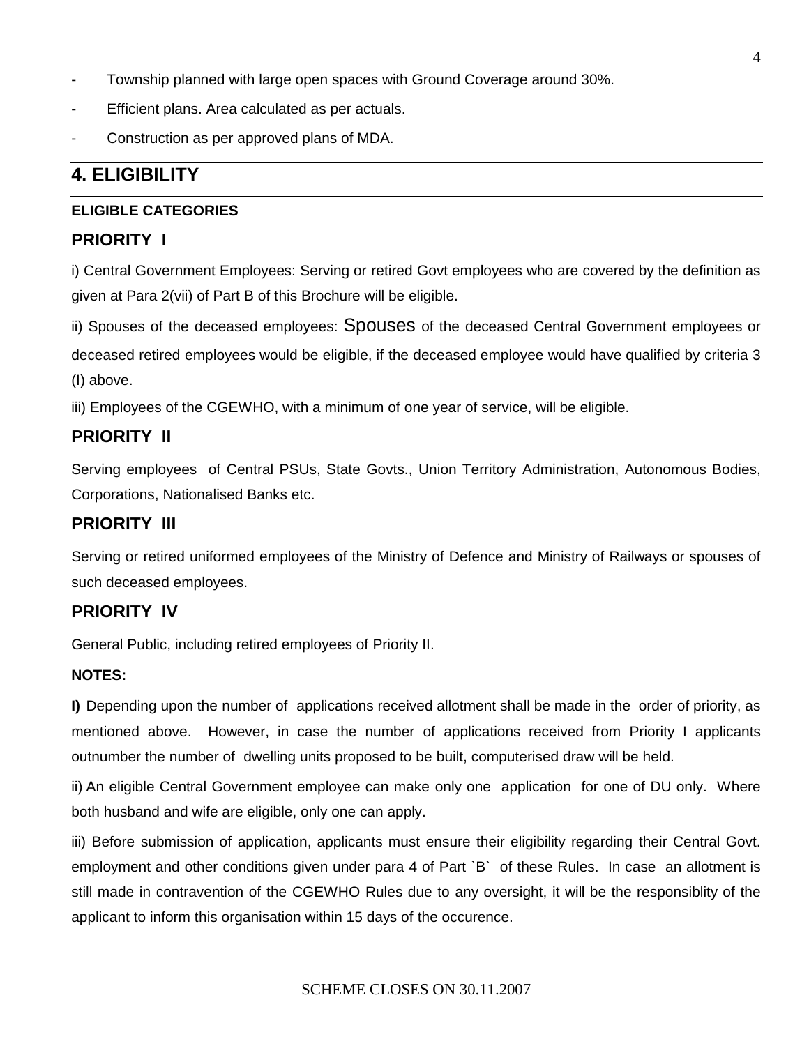- Township planned with large open spaces with Ground Coverage around 30%.
- Efficient plans. Area calculated as per actuals.
- Construction as per approved plans of MDA.

## 4. ELIGIBILITY

#### ELIGIBLE CATEGORIES

### PRIORITY I

i) Central Government Employees: Serving or retired Govt employees who are covered by the definition as given at Para 2(vii) of Part B of this Brochure will be eligible.

ii) Spouses of the deceased employees: Spouses of the deceased Central Government employees or deceased retired employees would be eligible, if the deceased employee would have qualified by criteria 3 (I) above.

iii) Employees of the CGEWHO, with a minimum of one year of service, will be eligible.

### PRIORITY II

Serving employees of Central PSUs, State Govts., Union Territory Administration, Autonomous Bodies, Corporations, Nationalised Banks etc.

### PRIORITY III

Serving or retired uniformed employees of the Ministry of Defence and Ministry of Railways or spouses of such deceased employees.

### PRIORITY IV

General Public, including retired employees of Priority II.

**NOTES:**

**I)** Depending upon the number of applications received allotment shall be made in the order of priority, as mentioned above. However, in case the number of applications received from Priority I applicants outnumber the number of dwelling units proposed to be built, computerised draw will be held.

ii) An eligible Central Government employee can make only one application for one of DU only. Where both husband and wife are eligible, only one can apply.

iii) Before submission of application, applicants must ensure their eligibility regarding their Central Govt. employment and other conditions given under para 4 of Part `B` of these Rules. In case an allotment is still made in contravention of the CGEWHO Rules due to any oversight, it will be the responsiblity of the applicant to inform this organisation within 15 days of the occurence.

SCHEME CLOSES ON 30.11.2007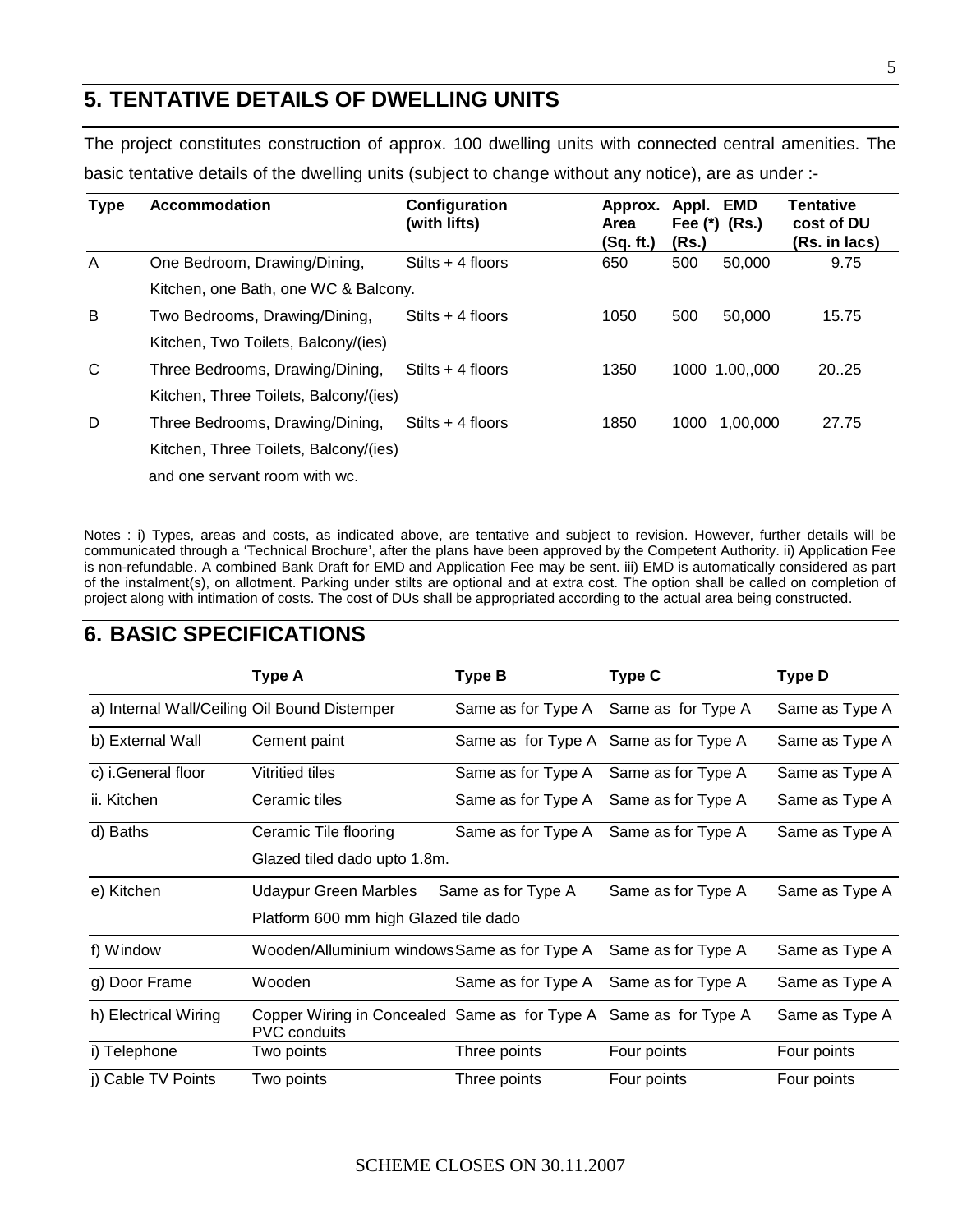## 5. TENTATIVE DETAILS OF DWELLING UNITS

The project constitutes construction of approx. 100 dwelling units with connected central amenities. The basic tentative details of the dwelling units (subject to change without any notice), are as under :-

| Type | Accommodation | Configuration (with lifts) | Approx. Area (Sq. ft.) | Appl. Fee (*) (Rs.) | EMD (Rs.) | Tentative cost of DU (Rs. in lacs) |
|---|---|---|---|---|---|---|
| A | One Bedroom, Drawing/Dining, Kitchen, one Bath, one WC & Balcony. | Stilts + 4 floors | 650 | 500 | 50,000 | 9.75 |
| B | Two Bedrooms, Drawing/Dining, Kitchen, Two Toilets, Balcony/(ies) | Stilts + 4 floors | 1050 | 500 | 50,000 | 15.75 |
| C | Three Bedrooms, Drawing/Dining, Kitchen, Three Toilets, Balcony/(ies) | Stilts + 4 floors | 1350 | 1000 | 1.00,,000 | 20..25 |
| D | Three Bedrooms, Drawing/Dining, Kitchen, Three Toilets, Balcony/(ies) and one servant room with wc. | Stilts + 4 floors | 1850 | 1000 | 1,00,000 | 27.75 |

Notes : i) Types, areas and costs, as indicated above, are tentative and subject to revision. However, further details will be communicated through a 'Technical Brochure', after the plans have been approved by the Competent Authority. ii) Application Fee is non-refundable. A combined Bank Draft for EMD and Application Fee may be sent. iii) EMD is automatically considered as part of the instalment(s), on allotment. Parking under stilts are optional and at extra cost. The option shall be called on completion of project along with intimation of costs. The cost of DUs shall be appropriated according to the actual area being constructed.

## 6. BASIC SPECIFICATIONS

| | Type A | Type B | Type C | Type D |
|---|---|---|---|---|
| a) Internal Wall/Ceiling | Oil Bound Distemper | Same as for Type A | Same as for Type A | Same as Type A |
| b) External Wall | Cement paint | Same as for Type A | Same as for Type A | Same as Type A |
| c) i.General floor | Vitritied tiles | Same as for Type A | Same as for Type A | Same as Type A |
| ii. Kitchen | Ceramic tiles | Same as for Type A | Same as for Type A | Same as Type A |
| d) Baths | Ceramic Tile flooring<br>Glazed tiled dado upto 1.8m. | Same as for Type A | Same as for Type A | Same as Type A |
| e) Kitchen | Udaypur Green Marbles<br>Platform 600 mm high Glazed tile dado | Same as for Type A | Same as for Type A | Same as Type A |
| f) Window | Wooden/Alluminium windows | Same as for Type A | Same as for Type A | Same as Type A |
| g) Door Frame | Wooden | Same as for Type A | Same as for Type A | Same as Type A |
| h) Electrical Wiring | Copper Wiring in Concealed PVC conduits | Same as for Type A | Same as for Type A | Same as Type A |
| i) Telephone | Two points | Three points | Four points | Four points |
| j) Cable TV Points | Two points | Three points | Four points | Four points |

SCHEME CLOSES ON 30.11.2007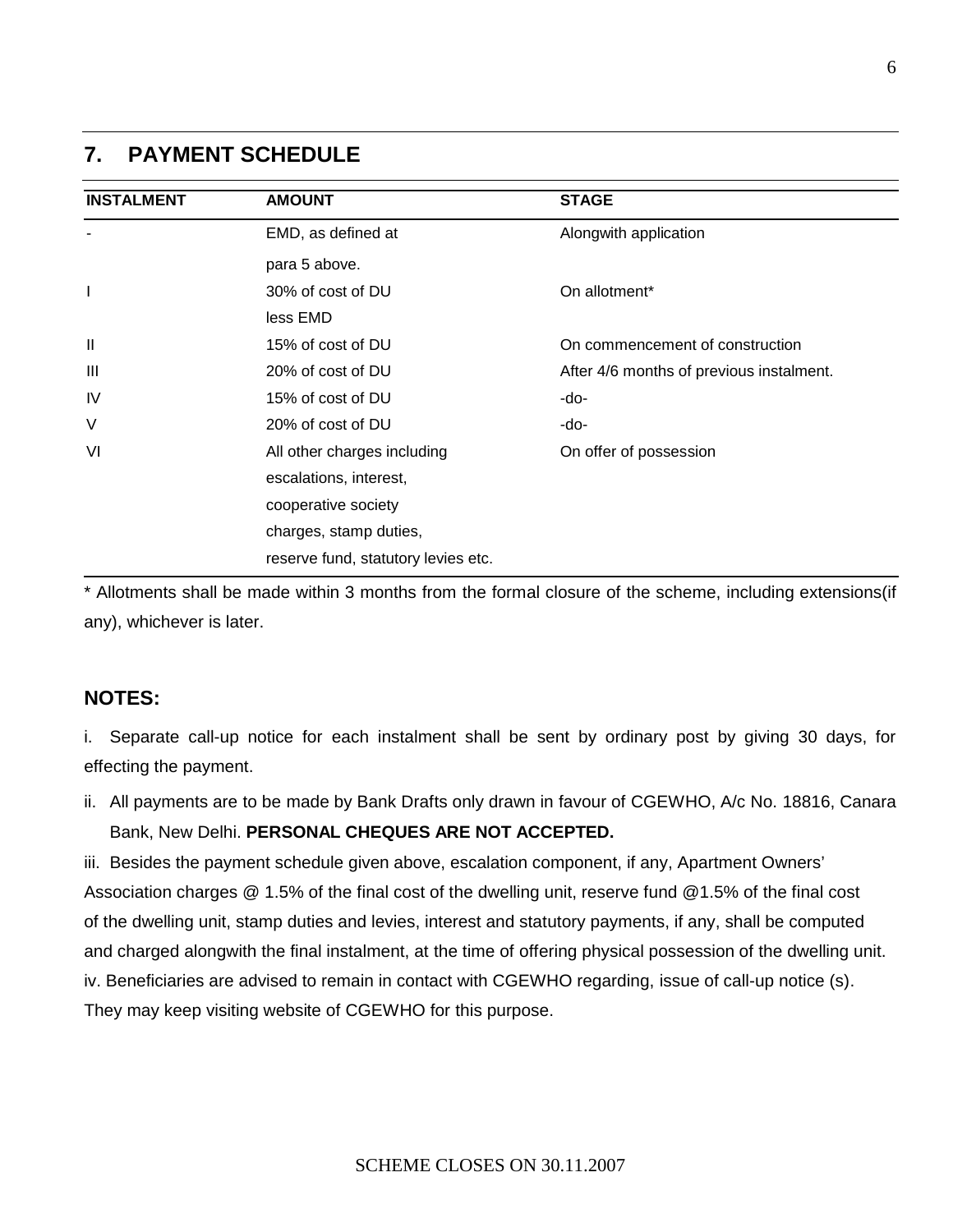## 7. PAYMENT SCHEDULE

| INSTALMENT | AMOUNT | STAGE |
|---|---|---|
| - | EMD, as defined at para 5 above. | Alongwith application |
| I | 30% of cost of DU less EMD | On allotment* |
| II | 15% of cost of DU | On commencement of construction |
| III | 20% of cost of DU | After 4/6 months of previous instalment. |
| IV | 15% of cost of DU | -do- |
| V | 20% of cost of DU | -do- |
| VI | All other charges including escalations, interest, cooperative society charges, stamp duties, reserve fund, statutory levies etc. | On offer of possession |

* Allotments shall be made within 3 months from the formal closure of the scheme, including extensions(if any), whichever is later.

### NOTES:

i. Separate call-up notice for each instalment shall be sent by ordinary post by giving 30 days, for effecting the payment.

ii. All payments are to be made by Bank Drafts only drawn in favour of CGEWHO, A/c No. 18816, Canara Bank, New Delhi. **PERSONAL CHEQUES ARE NOT ACCEPTED.**

iii. Besides the payment schedule given above, escalation component, if any, Apartment Owners' Association charges @ 1.5% of the final cost of the dwelling unit, reserve fund @1.5% of the final cost of the dwelling unit, stamp duties and levies, interest and statutory payments, if any, shall be computed and charged alongwith the final instalment, at the time of offering physical possession of the dwelling unit.

iv. Beneficiaries are advised to remain in contact with CGEWHO regarding, issue of call-up notice (s). They may keep visiting website of CGEWHO for this purpose.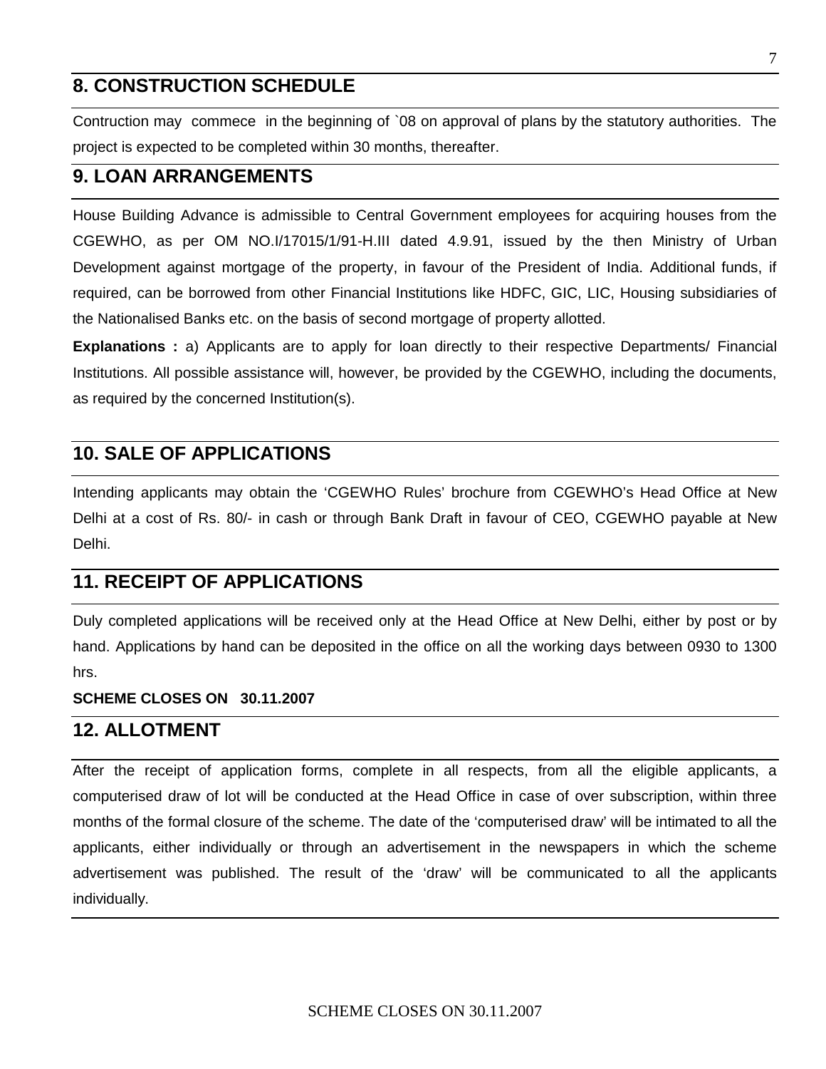## 8. CONSTRUCTION SCHEDULE

Contruction may commece in the beginning of `08 on approval of plans by the statutory authorities. The project is expected to be completed within 30 months, thereafter.

## 9. LOAN ARRANGEMENTS

House Building Advance is admissible to Central Government employees for acquiring houses from the CGEWHO, as per OM NO.I/17015/1/91-H.III dated 4.9.91, issued by the then Ministry of Urban Development against mortgage of the property, in favour of the President of India. Additional funds, if required, can be borrowed from other Financial Institutions like HDFC, GIC, LIC, Housing subsidiaries of the Nationalised Banks etc. on the basis of second mortgage of property allotted.

**Explanations :** a) Applicants are to apply for loan directly to their respective Departments/ Financial Institutions. All possible assistance will, however, be provided by the CGEWHO, including the documents, as required by the concerned Institution(s).

## 10. SALE OF APPLICATIONS

Intending applicants may obtain the 'CGEWHO Rules' brochure from CGEWHO's Head Office at New Delhi at a cost of Rs. 80/- in cash or through Bank Draft in favour of CEO, CGEWHO payable at New Delhi.

## 11. RECEIPT OF APPLICATIONS

Duly completed applications will be received only at the Head Office at New Delhi, either by post or by hand. Applications by hand can be deposited in the office on all the working days between 0930 to 1300 hrs.

**SCHEME CLOSES ON 30.11.2007**

## 12. ALLOTMENT

After the receipt of application forms, complete in all respects, from all the eligible applicants, a computerised draw of lot will be conducted at the Head Office in case of over subscription, within three months of the formal closure of the scheme. The date of the 'computerised draw' will be intimated to all the applicants, either individually or through an advertisement in the newspapers in which the scheme advertisement was published. The result of the 'draw' will be communicated to all the applicants individually.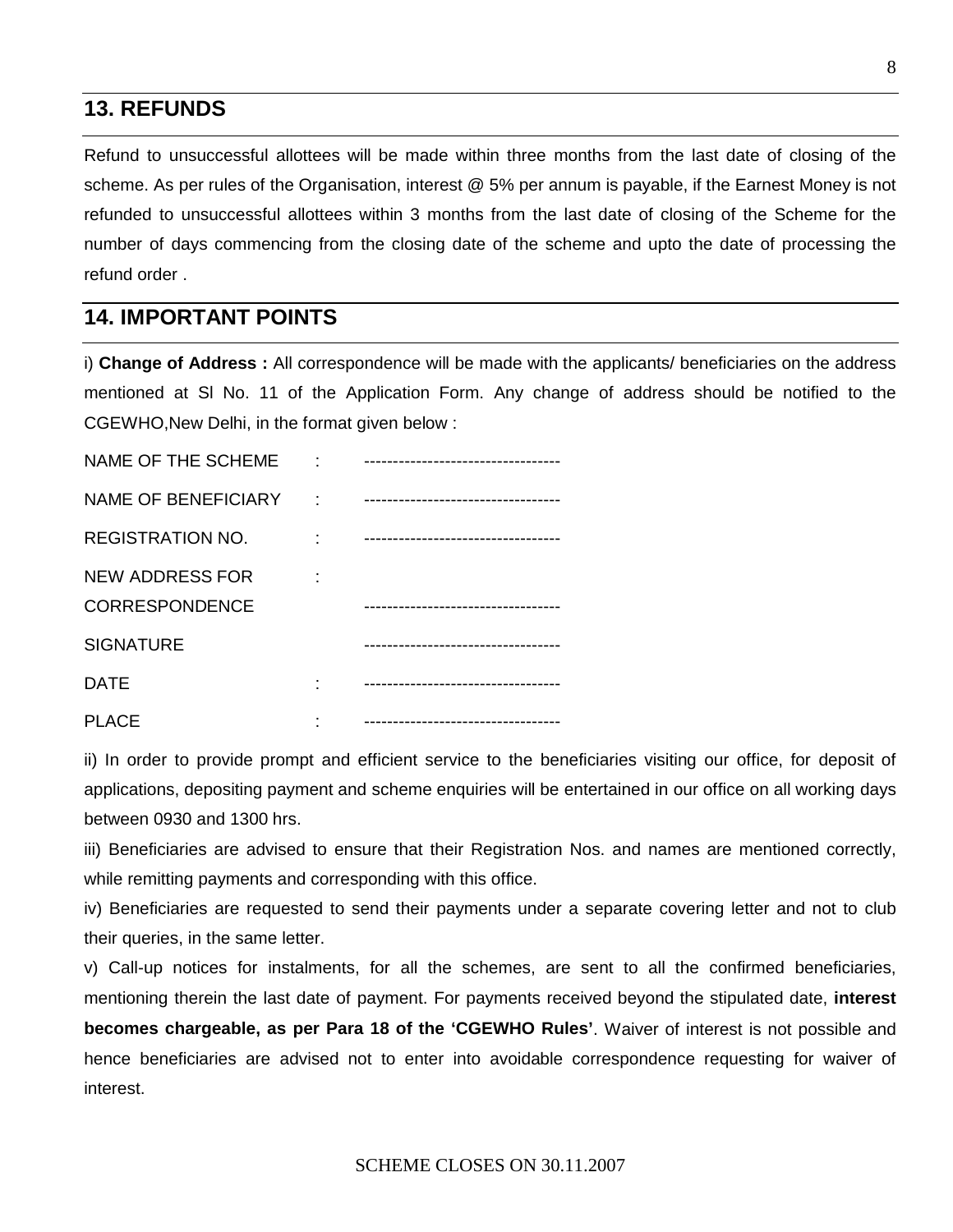## 13. REFUNDS

Refund to unsuccessful allottees will be made within three months from the last date of closing of the scheme. As per rules of the Organisation, interest @ 5% per annum is payable, if the Earnest Money is not refunded to unsuccessful allottees within 3 months from the last date of closing of the Scheme for the number of days commencing from the closing date of the scheme and upto the date of processing the refund order .

## 14. IMPORTANT POINTS

i) **Change of Address :** All correspondence will be made with the applicants/ beneficiaries on the address mentioned at Sl No. 11 of the Application Form. Any change of address should be notified to the CGEWHO,New Delhi, in the format given below :

| | | |
|---|---|---|
| NAME OF THE SCHEME | : | --------------------------------- |
| NAME OF BENEFICIARY | : | --------------------------------- |
| REGISTRATION NO. | : | --------------------------------- |
| NEW ADDRESS FOR CORRESPONDENCE | : | --------------------------------- |
| SIGNATURE | | --------------------------------- |
| DATE | : | --------------------------------- |
| PLACE | : | --------------------------------- |

ii) In order to provide prompt and efficient service to the beneficiaries visiting our office, for deposit of applications, depositing payment and scheme enquiries will be entertained in our office on all working days between 0930 and 1300 hrs.

iii) Beneficiaries are advised to ensure that their Registration Nos. and names are mentioned correctly, while remitting payments and corresponding with this office.

iv) Beneficiaries are requested to send their payments under a separate covering letter and not to club their queries, in the same letter.

v) Call-up notices for instalments, for all the schemes, are sent to all the confirmed beneficiaries, mentioning therein the last date of payment. For payments received beyond the stipulated date, **interest becomes chargeable, as per Para 18 of the 'CGEWHO Rules'**. Waiver of interest is not possible and hence beneficiaries are advised not to enter into avoidable correspondence requesting for waiver of interest.

SCHEME CLOSES ON 30.11.2007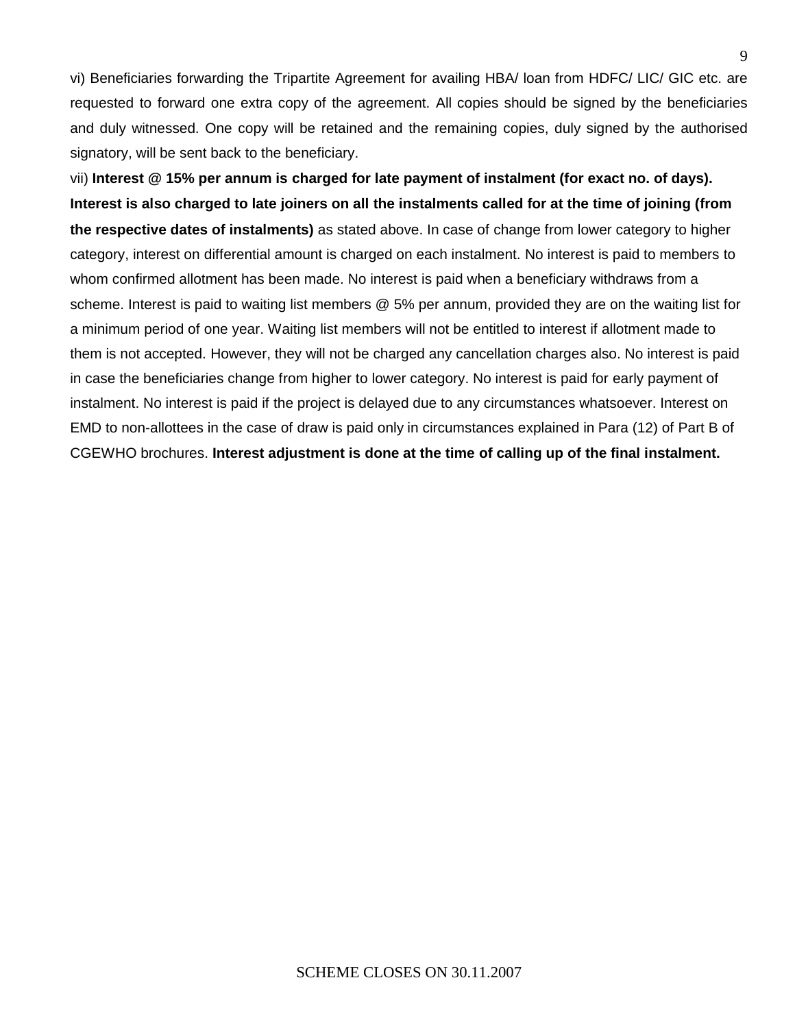vi) Beneficiaries forwarding the Tripartite Agreement for availing HBA/ loan from HDFC/ LIC/ GIC etc. are requested to forward one extra copy of the agreement. All copies should be signed by the beneficiaries and duly witnessed. One copy will be retained and the remaining copies, duly signed by the authorised signatory, will be sent back to the beneficiary.

vii) **Interest @ 15% per annum is charged for late payment of instalment (for exact no. of days). Interest is also charged to late joiners on all the instalments called for at the time of joining (from the respective dates of instalments)** as stated above. In case of change from lower category to higher category, interest on differential amount is charged on each instalment. No interest is paid to members to whom confirmed allotment has been made. No interest is paid when a beneficiary withdraws from a scheme. Interest is paid to waiting list members @ 5% per annum, provided they are on the waiting list for a minimum period of one year. Waiting list members will not be entitled to interest if allotment made to them is not accepted. However, they will not be charged any cancellation charges also. No interest is paid in case the beneficiaries change from higher to lower category. No interest is paid for early payment of instalment. No interest is paid if the project is delayed due to any circumstances whatsoever. Interest on EMD to non-allottees in the case of draw is paid only in circumstances explained in Para (12) of Part B of CGEWHO brochures. **Interest adjustment is done at the time of calling up of the final instalment.**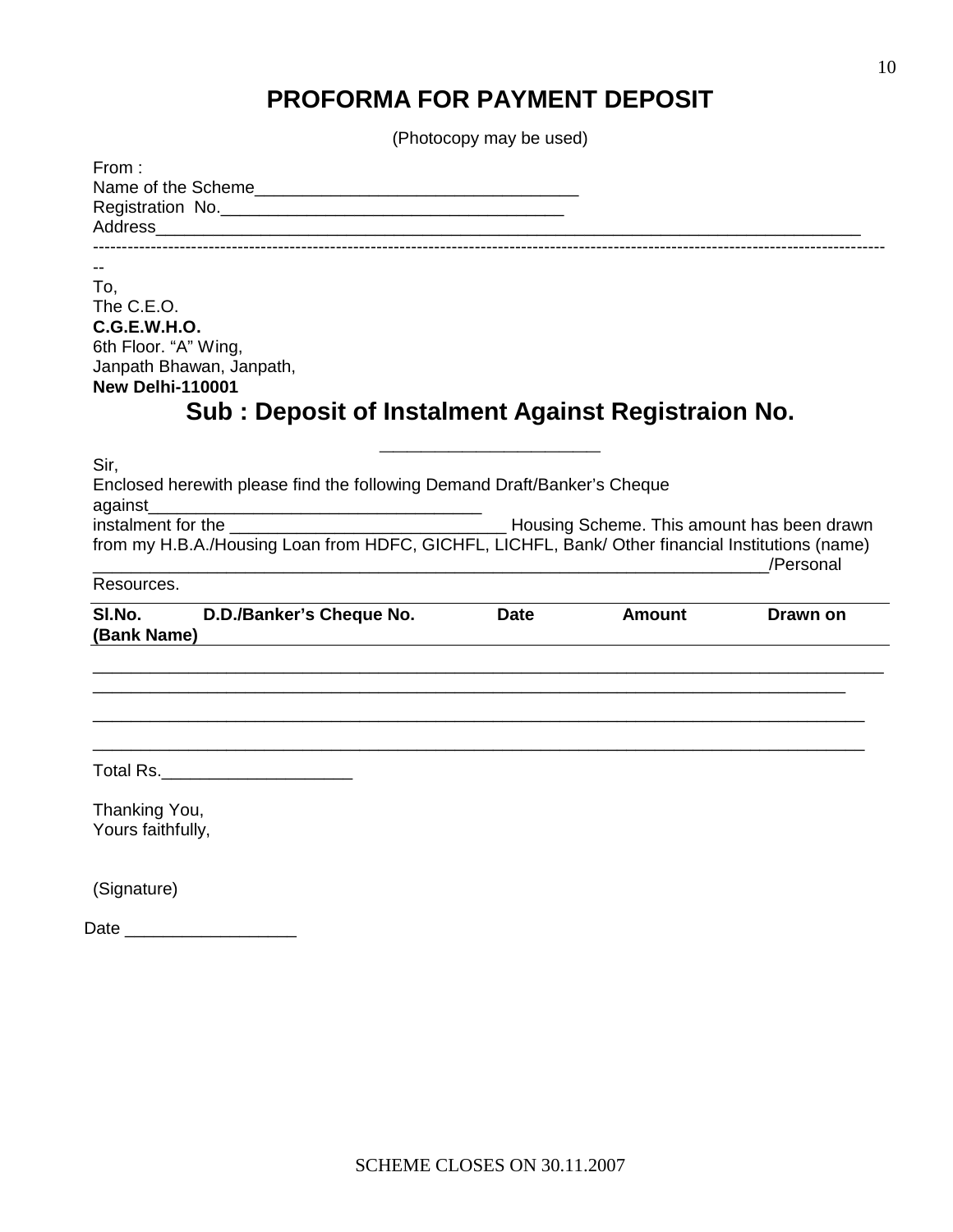# PROFORMA FOR PAYMENT DEPOSIT

(Photocopy may be used)

From :
Name of the Scheme__________________________________
Registration No.____________________________________
Address______________________________________________________________________

-------------------------------------------------------------------------------------------------------------------------------------------

To,
The C.E.O.
**C.G.E.W.H.O.**
6th Floor. "A" Wing,
Janpath Bhawan, Janpath,
**New Delhi-110001**

## Sub : Deposit of Instalment Against Registraion No. ______________________

Sir,
Enclosed herewith please find the following Demand Draft/Banker's Cheque against____________________________________ instalment for the _____________________________ Housing Scheme. This amount has been drawn from my H.B.A./Housing Loan from HDFC, GICHFL, LICHFL, Bank/ Other financial Institutions (name) ___________________________________________________________________________/Personal Resources.

| **Sl.No.** | **D.D./Banker's Cheque No.** | **Date** | **Amount** | **Drawn on (Bank Name)** |
|---|---|---|---|---|
| | | | | |
| | | | | |
| | | | | |
| | | | | |

Total Rs.____________________

Thanking You,
Yours faithfully,

(Signature)

Date __________________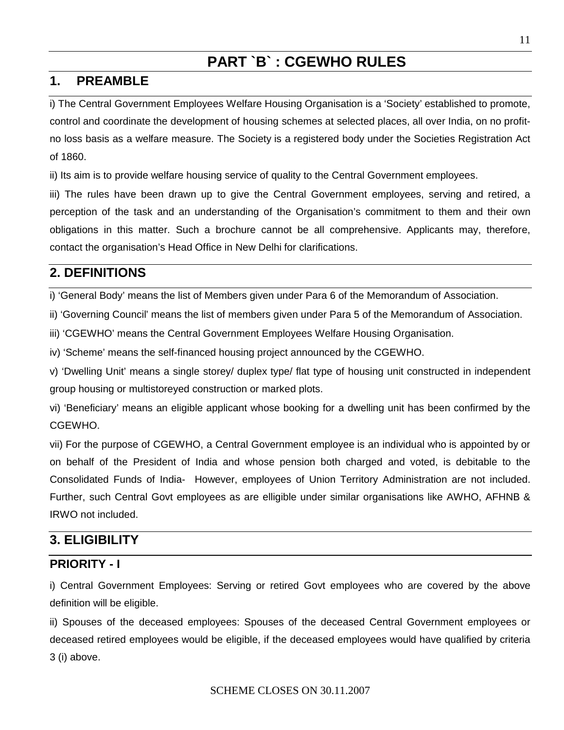# PART `B` : CGEWHO RULES

## 1. PREAMBLE

i) The Central Government Employees Welfare Housing Organisation is a 'Society' established to promote, control and coordinate the development of housing schemes at selected places, all over India, on no profit-no loss basis as a welfare measure. The Society is a registered body under the Societies Registration Act of 1860.

ii) Its aim is to provide welfare housing service of quality to the Central Government employees.

iii) The rules have been drawn up to give the Central Government employees, serving and retired, a perception of the task and an understanding of the Organisation's commitment to them and their own obligations in this matter. Such a brochure cannot be all comprehensive. Applicants may, therefore, contact the organisation's Head Office in New Delhi for clarifications.

## 2. DEFINITIONS

i) 'General Body' means the list of Members given under Para 6 of the Memorandum of Association.

ii) 'Governing Council' means the list of members given under Para 5 of the Memorandum of Association.

iii) 'CGEWHO' means the Central Government Employees Welfare Housing Organisation.

iv) 'Scheme' means the self-financed housing project announced by the CGEWHO.

v) 'Dwelling Unit' means a single storey/ duplex type/ flat type of housing unit constructed in independent group housing or multistoreyed construction or marked plots.

vi) 'Beneficiary' means an eligible applicant whose booking for a dwelling unit has been confirmed by the CGEWHO.

vii) For the purpose of CGEWHO, a Central Government employee is an individual who is appointed by or on behalf of the President of India and whose pension both charged and voted, is debitable to the Consolidated Funds of India- However, employees of Union Territory Administration are not included. Further, such Central Govt employees as are elligible under similar organisations like AWHO, AFHNB & IRWO not included.

## 3. ELIGIBILITY

### PRIORITY - I

i) Central Government Employees: Serving or retired Govt employees who are covered by the above definition will be eligible.

ii) Spouses of the deceased employees: Spouses of the deceased Central Government employees or deceased retired employees would be eligible, if the deceased employees would have qualified by criteria 3 (i) above.

SCHEME CLOSES ON 30.11.2007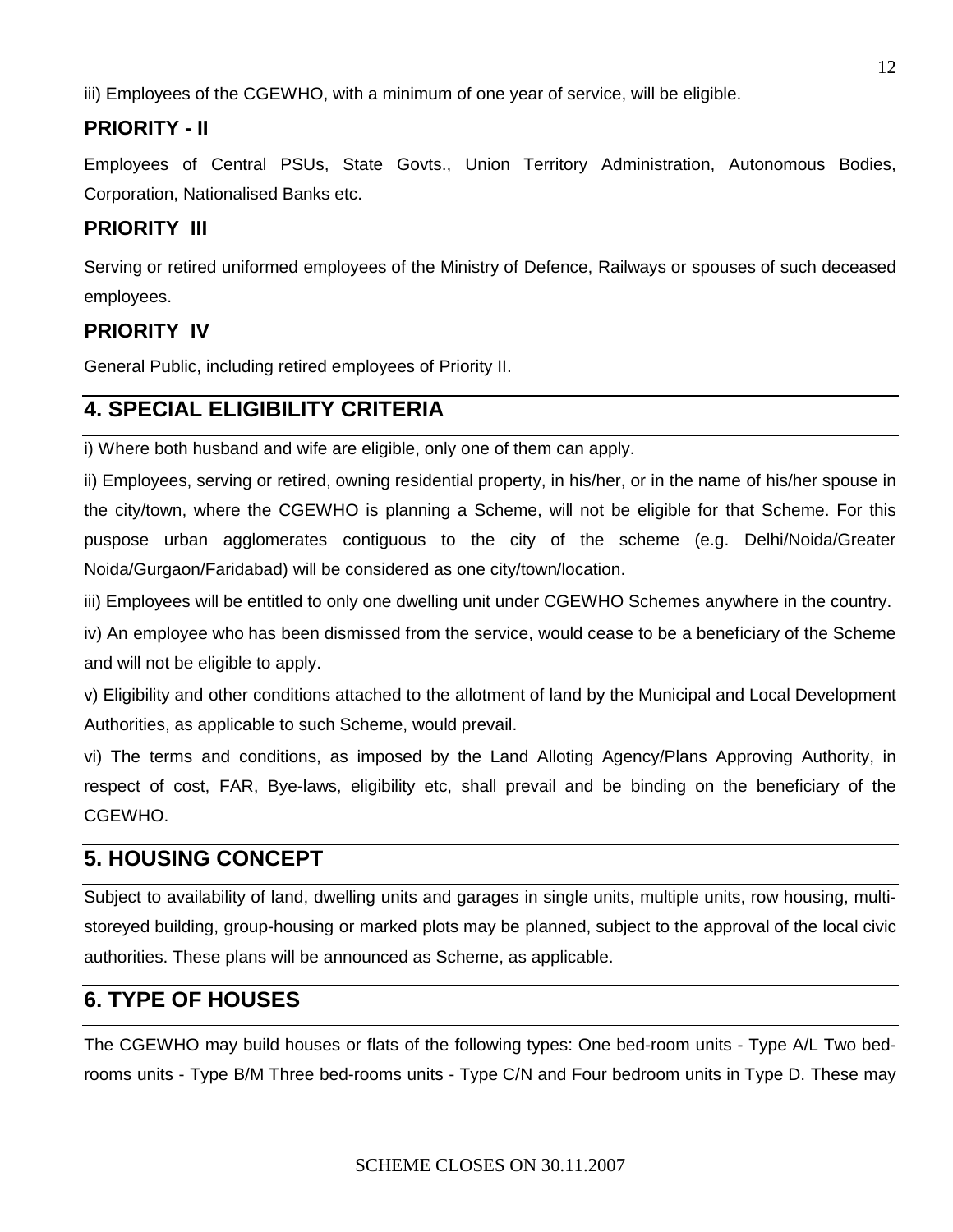iii) Employees of the CGEWHO, with a minimum of one year of service, will be eligible.

### PRIORITY - II

Employees of Central PSUs, State Govts., Union Territory Administration, Autonomous Bodies, Corporation, Nationalised Banks etc.

### PRIORITY III

Serving or retired uniformed employees of the Ministry of Defence, Railways or spouses of such deceased employees.

### PRIORITY IV

General Public, including retired employees of Priority II.

## 4. SPECIAL ELIGIBILITY CRITERIA

i) Where both husband and wife are eligible, only one of them can apply.

ii) Employees, serving or retired, owning residential property, in his/her, or in the name of his/her spouse in the city/town, where the CGEWHO is planning a Scheme, will not be eligible for that Scheme. For this puspose urban agglomerates contiguous to the city of the scheme (e.g. Delhi/Noida/Greater Noida/Gurgaon/Faridabad) will be considered as one city/town/location.

iii) Employees will be entitled to only one dwelling unit under CGEWHO Schemes anywhere in the country.

iv) An employee who has been dismissed from the service, would cease to be a beneficiary of the Scheme and will not be eligible to apply.

v) Eligibility and other conditions attached to the allotment of land by the Municipal and Local Development Authorities, as applicable to such Scheme, would prevail.

vi) The terms and conditions, as imposed by the Land Alloting Agency/Plans Approving Authority, in respect of cost, FAR, Bye-laws, eligibility etc, shall prevail and be binding on the beneficiary of the CGEWHO.

## 5. HOUSING CONCEPT

Subject to availability of land, dwelling units and garages in single units, multiple units, row housing, multi-storeyed building, group-housing or marked plots may be planned, subject to the approval of the local civic authorities. These plans will be announced as Scheme, as applicable.

## 6. TYPE OF HOUSES

The CGEWHO may build houses or flats of the following types: One bed-room units - Type A/L Two bed-rooms units - Type B/M Three bed-rooms units - Type C/N and Four bedroom units in Type D. These may

SCHEME CLOSES ON 30.11.2007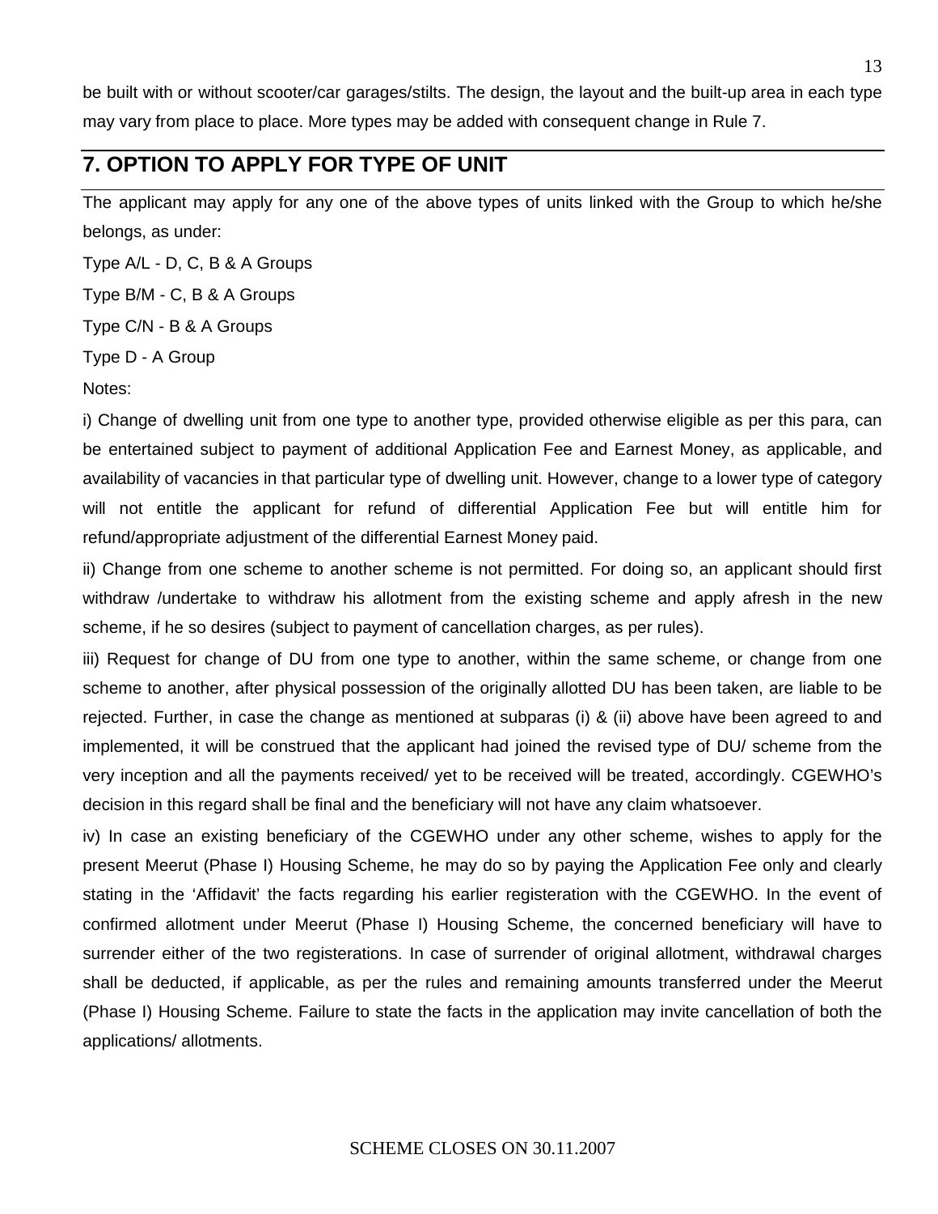be built with or without scooter/car garages/stilts. The design, the layout and the built-up area in each type may vary from place to place. More types may be added with consequent change in Rule 7.

## 7. OPTION TO APPLY FOR TYPE OF UNIT

The applicant may apply for any one of the above types of units linked with the Group to which he/she belongs, as under:

Type A/L - D, C, B & A Groups

Type B/M - C, B & A Groups

Type C/N - B & A Groups

Type D - A Group

Notes:

i) Change of dwelling unit from one type to another type, provided otherwise eligible as per this para, can be entertained subject to payment of additional Application Fee and Earnest Money, as applicable, and availability of vacancies in that particular type of dwelling unit. However, change to a lower type of category will not entitle the applicant for refund of differential Application Fee but will entitle him for refund/appropriate adjustment of the differential Earnest Money paid.

ii) Change from one scheme to another scheme is not permitted. For doing so, an applicant should first withdraw /undertake to withdraw his allotment from the existing scheme and apply afresh in the new scheme, if he so desires (subject to payment of cancellation charges, as per rules).

iii) Request for change of DU from one type to another, within the same scheme, or change from one scheme to another, after physical possession of the originally allotted DU has been taken, are liable to be rejected. Further, in case the change as mentioned at subparas (i) & (ii) above have been agreed to and implemented, it will be construed that the applicant had joined the revised type of DU/ scheme from the very inception and all the payments received/ yet to be received will be treated, accordingly. CGEWHO's decision in this regard shall be final and the beneficiary will not have any claim whatsoever.

iv) In case an existing beneficiary of the CGEWHO under any other scheme, wishes to apply for the present Meerut (Phase I) Housing Scheme, he may do so by paying the Application Fee only and clearly stating in the 'Affidavit' the facts regarding his earlier registeration with the CGEWHO. In the event of confirmed allotment under Meerut (Phase I) Housing Scheme, the concerned beneficiary will have to surrender either of the two registerations. In case of surrender of original allotment, withdrawal charges shall be deducted, if applicable, as per the rules and remaining amounts transferred under the Meerut (Phase I) Housing Scheme. Failure to state the facts in the application may invite cancellation of both the applications/ allotments.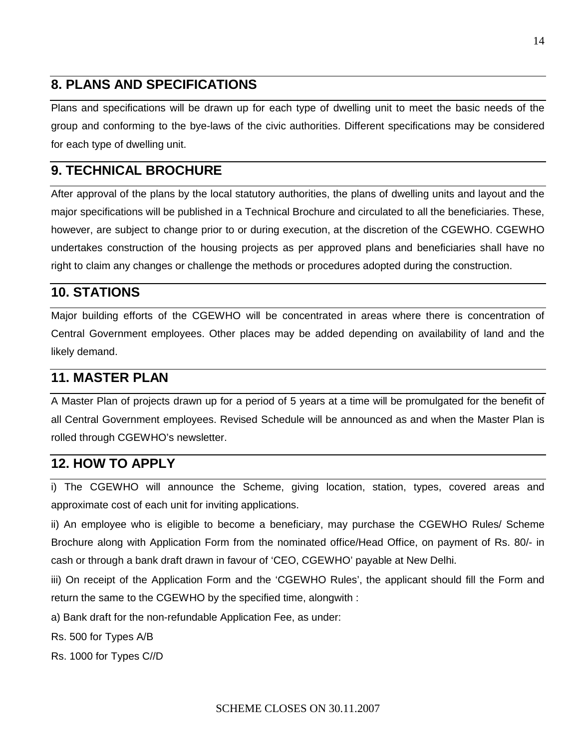## 8. PLANS AND SPECIFICATIONS

Plans and specifications will be drawn up for each type of dwelling unit to meet the basic needs of the group and conforming to the bye-laws of the civic authorities. Different specifications may be considered for each type of dwelling unit.

## 9. TECHNICAL BROCHURE

After approval of the plans by the local statutory authorities, the plans of dwelling units and layout and the major specifications will be published in a Technical Brochure and circulated to all the beneficiaries. These, however, are subject to change prior to or during execution, at the discretion of the CGEWHO. CGEWHO undertakes construction of the housing projects as per approved plans and beneficiaries shall have no right to claim any changes or challenge the methods or procedures adopted during the construction.

## 10. STATIONS

Major building efforts of the CGEWHO will be concentrated in areas where there is concentration of Central Government employees. Other places may be added depending on availability of land and the likely demand.

## 11. MASTER PLAN

A Master Plan of projects drawn up for a period of 5 years at a time will be promulgated for the benefit of all Central Government employees. Revised Schedule will be announced as and when the Master Plan is rolled through CGEWHO's newsletter.

## 12. HOW TO APPLY

i) The CGEWHO will announce the Scheme, giving location, station, types, covered areas and approximate cost of each unit for inviting applications.

ii) An employee who is eligible to become a beneficiary, may purchase the CGEWHO Rules/ Scheme Brochure along with Application Form from the nominated office/Head Office, on payment of Rs. 80/- in cash or through a bank draft drawn in favour of 'CEO, CGEWHO' payable at New Delhi.

iii) On receipt of the Application Form and the 'CGEWHO Rules', the applicant should fill the Form and return the same to the CGEWHO by the specified time, alongwith :

a) Bank draft for the non-refundable Application Fee, as under:

Rs. 500 for Types A/B

Rs. 1000 for Types C//D

SCHEME CLOSES ON 30.11.2007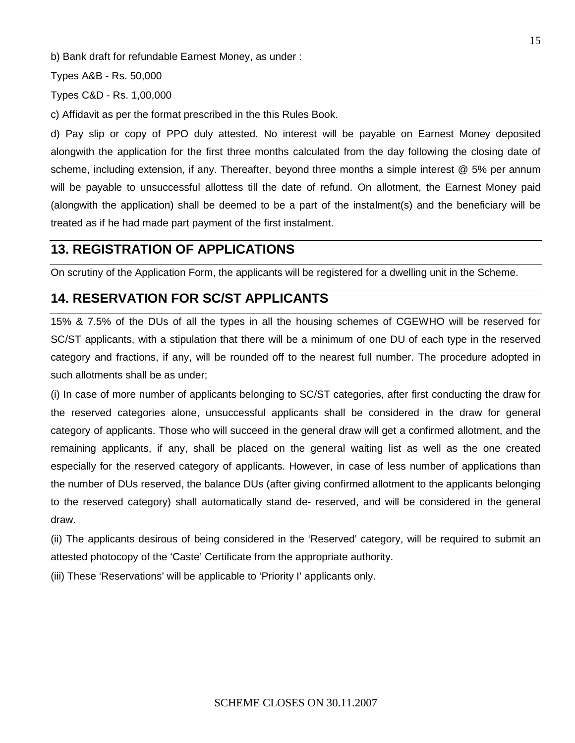b) Bank draft for refundable Earnest Money, as under :

Types A&B - Rs. 50,000

Types C&D - Rs. 1,00,000

c) Affidavit as per the format prescribed in the this Rules Book.

d) Pay slip or copy of PPO duly attested. No interest will be payable on Earnest Money deposited alongwith the application for the first three months calculated from the day following the closing date of scheme, including extension, if any. Thereafter, beyond three months a simple interest @ 5% per annum will be payable to unsuccessful allottess till the date of refund. On allotment, the Earnest Money paid (alongwith the application) shall be deemed to be a part of the instalment(s) and the beneficiary will be treated as if he had made part payment of the first instalment.

## 13. REGISTRATION OF APPLICATIONS

On scrutiny of the Application Form, the applicants will be registered for a dwelling unit in the Scheme.

## 14. RESERVATION FOR SC/ST APPLICANTS

15% & 7.5% of the DUs of all the types in all the housing schemes of CGEWHO will be reserved for SC/ST applicants, with a stipulation that there will be a minimum of one DU of each type in the reserved category and fractions, if any, will be rounded off to the nearest full number. The procedure adopted in such allotments shall be as under;

(i) In case of more number of applicants belonging to SC/ST categories, after first conducting the draw for the reserved categories alone, unsuccessful applicants shall be considered in the draw for general category of applicants. Those who will succeed in the general draw will get a confirmed allotment, and the remaining applicants, if any, shall be placed on the general waiting list as well as the one created especially for the reserved category of applicants. However, in case of less number of applications than the number of DUs reserved, the balance DUs (after giving confirmed allotment to the applicants belonging to the reserved category) shall automatically stand de- reserved, and will be considered in the general draw.

(ii) The applicants desirous of being considered in the 'Reserved' category, will be required to submit an attested photocopy of the 'Caste' Certificate from the appropriate authority.

(iii) These 'Reservations' will be applicable to 'Priority I' applicants only.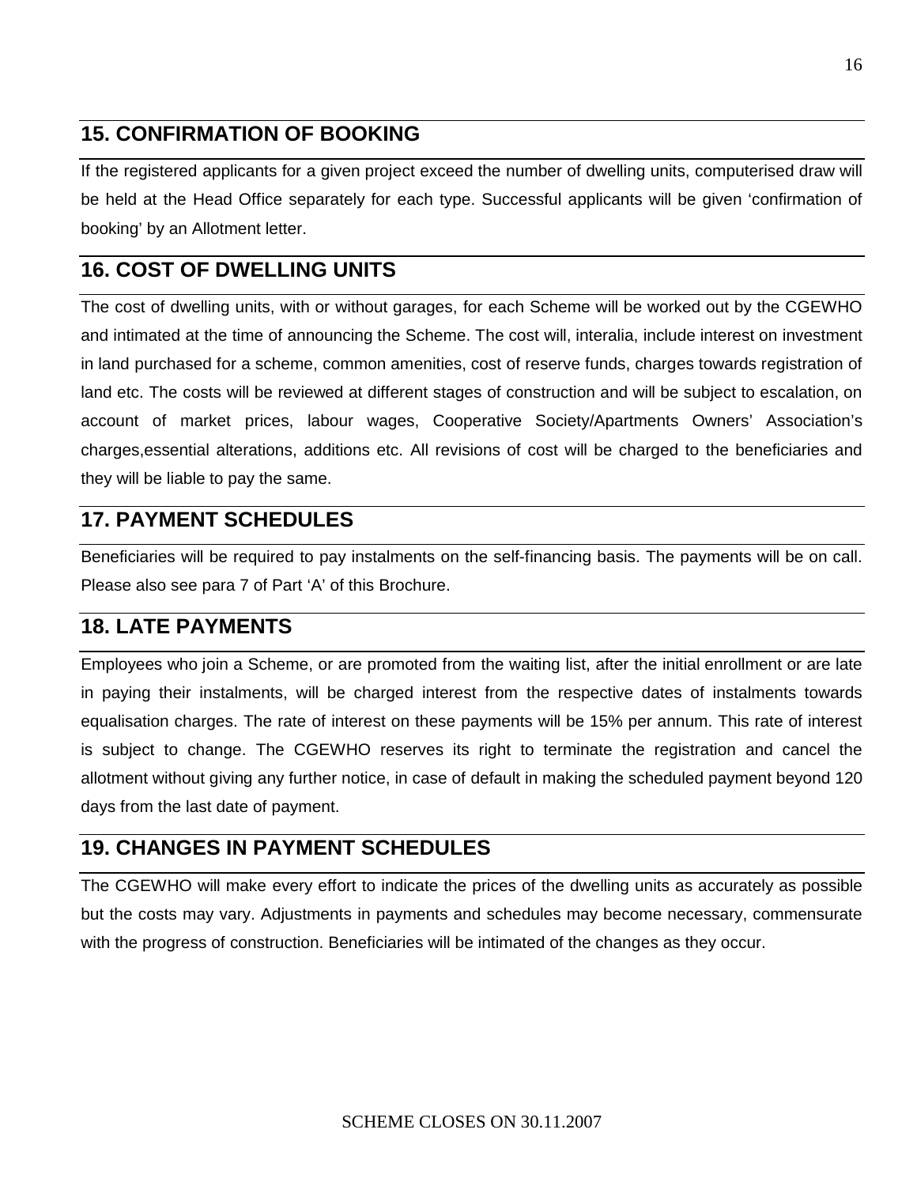## 15. CONFIRMATION OF BOOKING

If the registered applicants for a given project exceed the number of dwelling units, computerised draw will be held at the Head Office separately for each type. Successful applicants will be given 'confirmation of booking' by an Allotment letter.

## 16. COST OF DWELLING UNITS

The cost of dwelling units, with or without garages, for each Scheme will be worked out by the CGEWHO and intimated at the time of announcing the Scheme. The cost will, interalia, include interest on investment in land purchased for a scheme, common amenities, cost of reserve funds, charges towards registration of land etc. The costs will be reviewed at different stages of construction and will be subject to escalation, on account of market prices, labour wages, Cooperative Society/Apartments Owners' Association's charges,essential alterations, additions etc. All revisions of cost will be charged to the beneficiaries and they will be liable to pay the same.

## 17. PAYMENT SCHEDULES

Beneficiaries will be required to pay instalments on the self-financing basis. The payments will be on call. Please also see para 7 of Part 'A' of this Brochure.

## 18. LATE PAYMENTS

Employees who join a Scheme, or are promoted from the waiting list, after the initial enrollment or are late in paying their instalments, will be charged interest from the respective dates of instalments towards equalisation charges. The rate of interest on these payments will be 15% per annum. This rate of interest is subject to change. The CGEWHO reserves its right to terminate the registration and cancel the allotment without giving any further notice, in case of default in making the scheduled payment beyond 120 days from the last date of payment.

## 19. CHANGES IN PAYMENT SCHEDULES

The CGEWHO will make every effort to indicate the prices of the dwelling units as accurately as possible but the costs may vary. Adjustments in payments and schedules may become necessary, commensurate with the progress of construction. Beneficiaries will be intimated of the changes as they occur.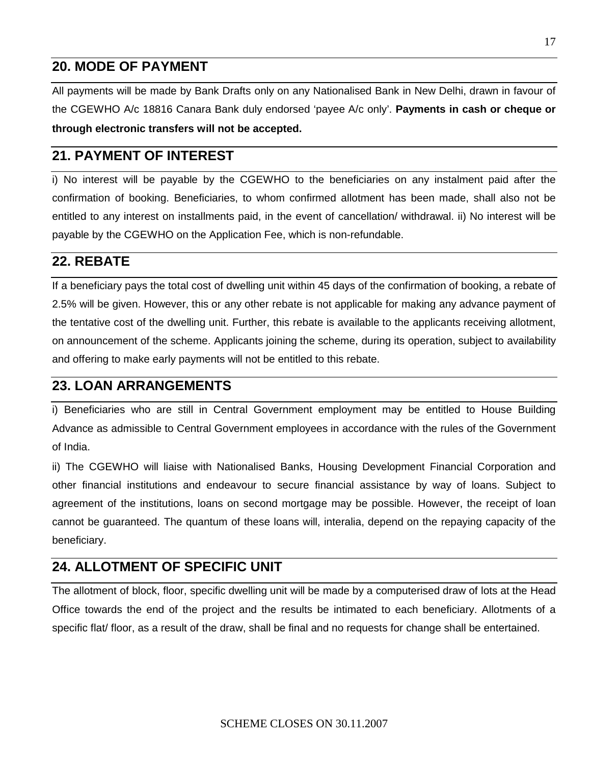## 20. MODE OF PAYMENT

All payments will be made by Bank Drafts only on any Nationalised Bank in New Delhi, drawn in favour of the CGEWHO A/c 18816 Canara Bank duly endorsed 'payee A/c only'. **Payments in cash or cheque or through electronic transfers will not be accepted.**

## 21. PAYMENT OF INTEREST

i) No interest will be payable by the CGEWHO to the beneficiaries on any instalment paid after the confirmation of booking. Beneficiaries, to whom confirmed allotment has been made, shall also not be entitled to any interest on installments paid, in the event of cancellation/ withdrawal. ii) No interest will be payable by the CGEWHO on the Application Fee, which is non-refundable.

## 22. REBATE

If a beneficiary pays the total cost of dwelling unit within 45 days of the confirmation of booking, a rebate of 2.5% will be given. However, this or any other rebate is not applicable for making any advance payment of the tentative cost of the dwelling unit. Further, this rebate is available to the applicants receiving allotment, on announcement of the scheme. Applicants joining the scheme, during its operation, subject to availability and offering to make early payments will not be entitled to this rebate.

## 23. LOAN ARRANGEMENTS

i) Beneficiaries who are still in Central Government employment may be entitled to House Building Advance as admissible to Central Government employees in accordance with the rules of the Government of India.

ii) The CGEWHO will liaise with Nationalised Banks, Housing Development Financial Corporation and other financial institutions and endeavour to secure financial assistance by way of loans. Subject to agreement of the institutions, loans on second mortgage may be possible. However, the receipt of loan cannot be guaranteed. The quantum of these loans will, interalia, depend on the repaying capacity of the beneficiary.

## 24. ALLOTMENT OF SPECIFIC UNIT

The allotment of block, floor, specific dwelling unit will be made by a computerised draw of lots at the Head Office towards the end of the project and the results be intimated to each beneficiary. Allotments of a specific flat/ floor, as a result of the draw, shall be final and no requests for change shall be entertained.

SCHEME CLOSES ON 30.11.2007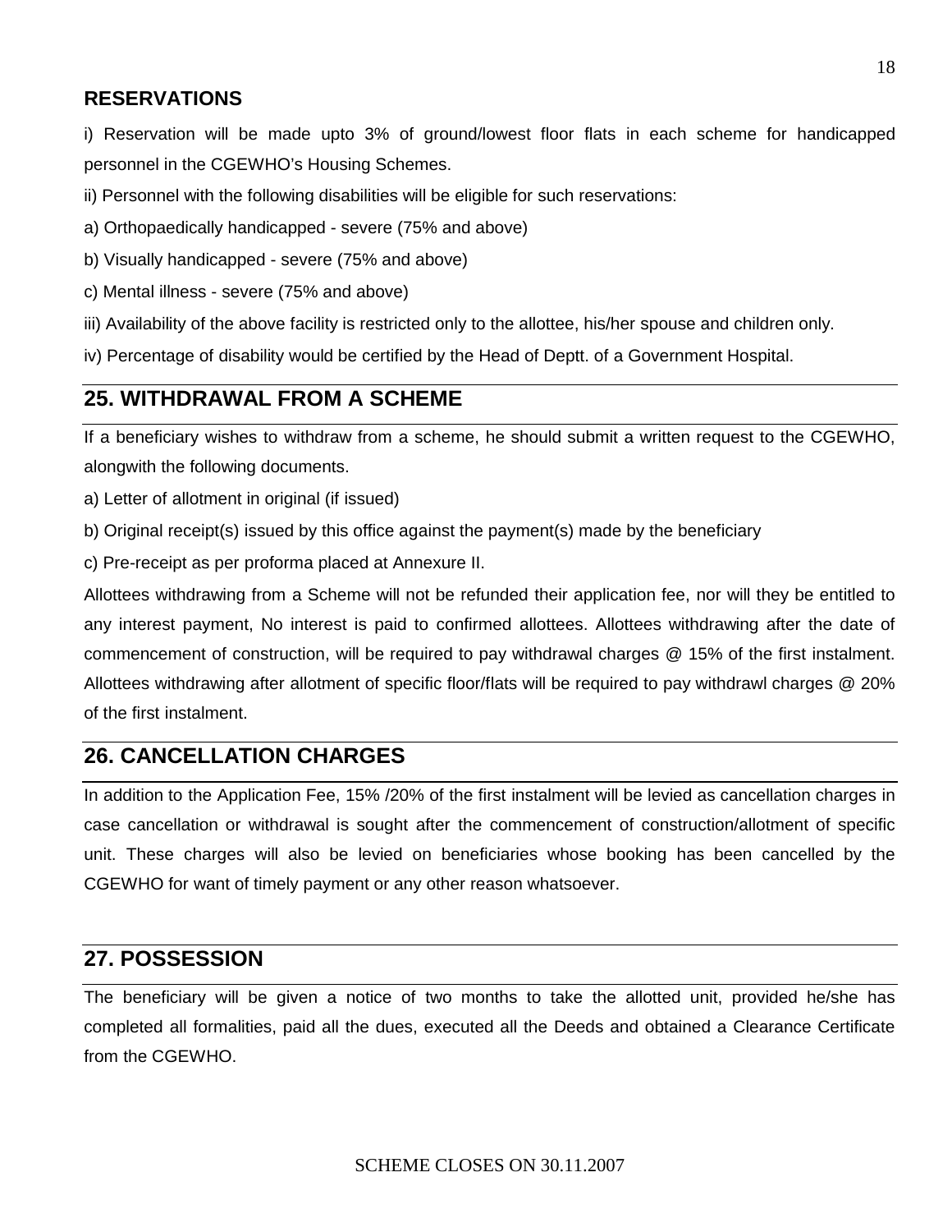## RESERVATIONS

i) Reservation will be made upto 3% of ground/lowest floor flats in each scheme for handicapped personnel in the CGEWHO's Housing Schemes.

ii) Personnel with the following disabilities will be eligible for such reservations:

a) Orthopaedically handicapped - severe (75% and above)

b) Visually handicapped - severe (75% and above)

c) Mental illness - severe (75% and above)

iii) Availability of the above facility is restricted only to the allottee, his/her spouse and children only.

iv) Percentage of disability would be certified by the Head of Deptt. of a Government Hospital.

## 25. WITHDRAWAL FROM A SCHEME

If a beneficiary wishes to withdraw from a scheme, he should submit a written request to the CGEWHO, alongwith the following documents.

a) Letter of allotment in original (if issued)

b) Original receipt(s) issued by this office against the payment(s) made by the beneficiary

c) Pre-receipt as per proforma placed at Annexure II.

Allottees withdrawing from a Scheme will not be refunded their application fee, nor will they be entitled to any interest payment, No interest is paid to confirmed allottees. Allottees withdrawing after the date of commencement of construction, will be required to pay withdrawal charges @ 15% of the first instalment. Allottees withdrawing after allotment of specific floor/flats will be required to pay withdrawl charges @ 20% of the first instalment.

## 26. CANCELLATION CHARGES

In addition to the Application Fee, 15% /20% of the first instalment will be levied as cancellation charges in case cancellation or withdrawal is sought after the commencement of construction/allotment of specific unit. These charges will also be levied on beneficiaries whose booking has been cancelled by the CGEWHO for want of timely payment or any other reason whatsoever.

## 27. POSSESSION

The beneficiary will be given a notice of two months to take the allotted unit, provided he/she has completed all formalities, paid all the dues, executed all the Deeds and obtained a Clearance Certificate from the CGEWHO.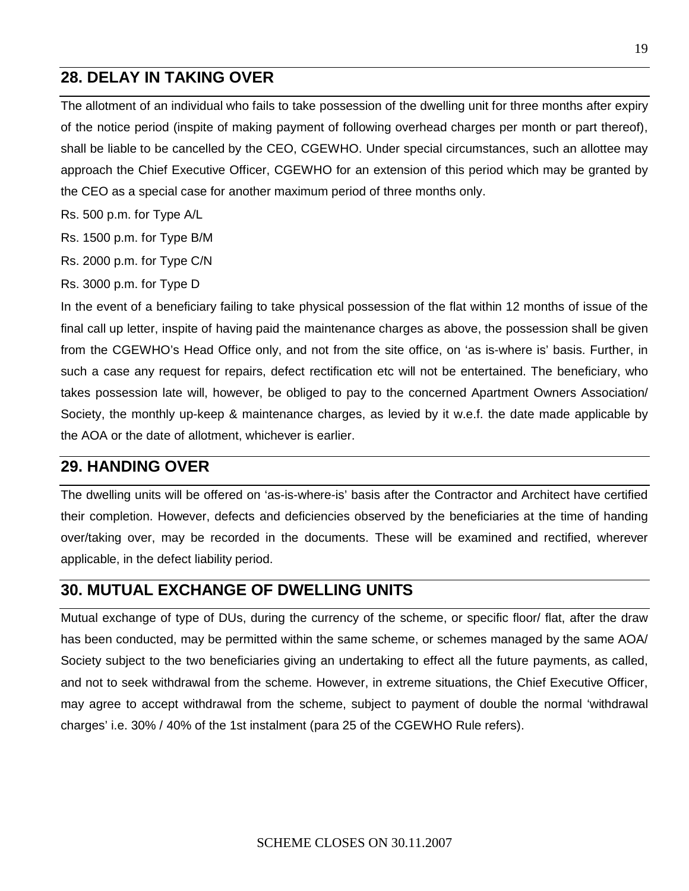## 28. DELAY IN TAKING OVER

The allotment of an individual who fails to take possession of the dwelling unit for three months after expiry of the notice period (inspite of making payment of following overhead charges per month or part thereof), shall be liable to be cancelled by the CEO, CGEWHO. Under special circumstances, such an allottee may approach the Chief Executive Officer, CGEWHO for an extension of this period which may be granted by the CEO as a special case for another maximum period of three months only.

Rs. 500 p.m. for Type A/L

Rs. 1500 p.m. for Type B/M

Rs. 2000 p.m. for Type C/N

Rs. 3000 p.m. for Type D

In the event of a beneficiary failing to take physical possession of the flat within 12 months of issue of the final call up letter, inspite of having paid the maintenance charges as above, the possession shall be given from the CGEWHO's Head Office only, and not from the site office, on 'as is-where is' basis. Further, in such a case any request for repairs, defect rectification etc will not be entertained. The beneficiary, who takes possession late will, however, be obliged to pay to the concerned Apartment Owners Association/ Society, the monthly up-keep & maintenance charges, as levied by it w.e.f. the date made applicable by the AOA or the date of allotment, whichever is earlier.

## 29. HANDING OVER

The dwelling units will be offered on 'as-is-where-is' basis after the Contractor and Architect have certified their completion. However, defects and deficiencies observed by the beneficiaries at the time of handing over/taking over, may be recorded in the documents. These will be examined and rectified, wherever applicable, in the defect liability period.

## 30. MUTUAL EXCHANGE OF DWELLING UNITS

Mutual exchange of type of DUs, during the currency of the scheme, or specific floor/ flat, after the draw has been conducted, may be permitted within the same scheme, or schemes managed by the same AOA/ Society subject to the two beneficiaries giving an undertaking to effect all the future payments, as called, and not to seek withdrawal from the scheme. However, in extreme situations, the Chief Executive Officer, may agree to accept withdrawal from the scheme, subject to payment of double the normal 'withdrawal charges' i.e. 30% / 40% of the 1st instalment (para 25 of the CGEWHO Rule refers).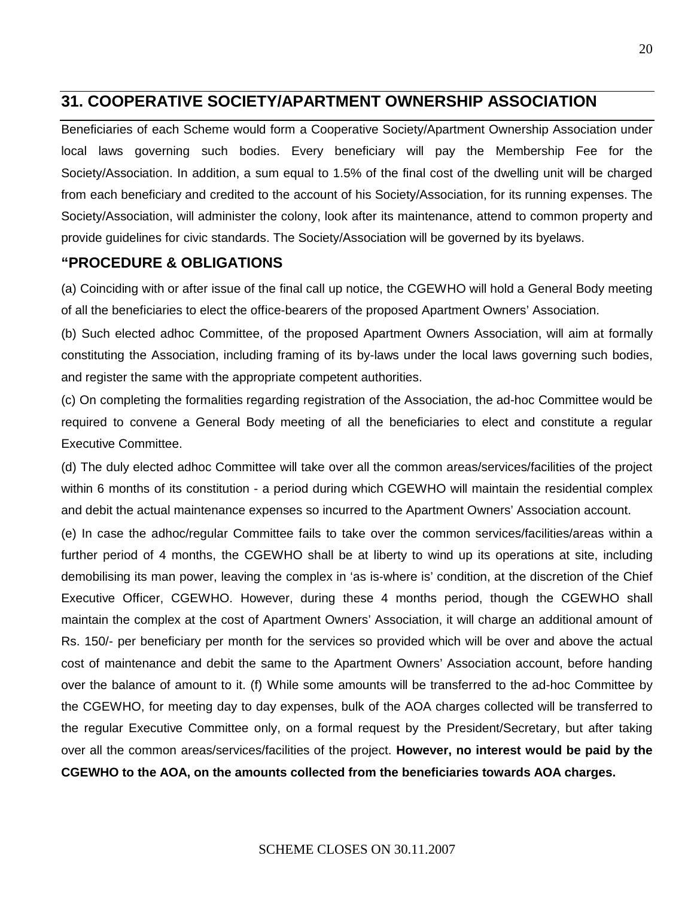## 31. COOPERATIVE SOCIETY/APARTMENT OWNERSHIP ASSOCIATION

Beneficiaries of each Scheme would form a Cooperative Society/Apartment Ownership Association under local laws governing such bodies. Every beneficiary will pay the Membership Fee for the Society/Association. In addition, a sum equal to 1.5% of the final cost of the dwelling unit will be charged from each beneficiary and credited to the account of his Society/Association, for its running expenses. The Society/Association, will administer the colony, look after its maintenance, attend to common property and provide guidelines for civic standards. The Society/Association will be governed by its byelaws.

### "PROCEDURE & OBLIGATIONS

(a) Coinciding with or after issue of the final call up notice, the CGEWHO will hold a General Body meeting of all the beneficiaries to elect the office-bearers of the proposed Apartment Owners' Association.

(b) Such elected adhoc Committee, of the proposed Apartment Owners Association, will aim at formally constituting the Association, including framing of its by-laws under the local laws governing such bodies, and register the same with the appropriate competent authorities.

(c) On completing the formalities regarding registration of the Association, the ad-hoc Committee would be required to convene a General Body meeting of all the beneficiaries to elect and constitute a regular Executive Committee.

(d) The duly elected adhoc Committee will take over all the common areas/services/facilities of the project within 6 months of its constitution - a period during which CGEWHO will maintain the residential complex and debit the actual maintenance expenses so incurred to the Apartment Owners' Association account.

(e) In case the adhoc/regular Committee fails to take over the common services/facilities/areas within a further period of 4 months, the CGEWHO shall be at liberty to wind up its operations at site, including demobilising its man power, leaving the complex in 'as is-where is' condition, at the discretion of the Chief Executive Officer, CGEWHO. However, during these 4 months period, though the CGEWHO shall maintain the complex at the cost of Apartment Owners' Association, it will charge an additional amount of Rs. 150/- per beneficiary per month for the services so provided which will be over and above the actual cost of maintenance and debit the same to the Apartment Owners' Association account, before handing over the balance of amount to it. (f) While some amounts will be transferred to the ad-hoc Committee by the CGEWHO, for meeting day to day expenses, bulk of the AOA charges collected will be transferred to the regular Executive Committee only, on a formal request by the President/Secretary, but after taking over all the common areas/services/facilities of the project. **However, no interest would be paid by the CGEWHO to the AOA, on the amounts collected from the beneficiaries towards AOA charges.**

SCHEME CLOSES ON 30.11.2007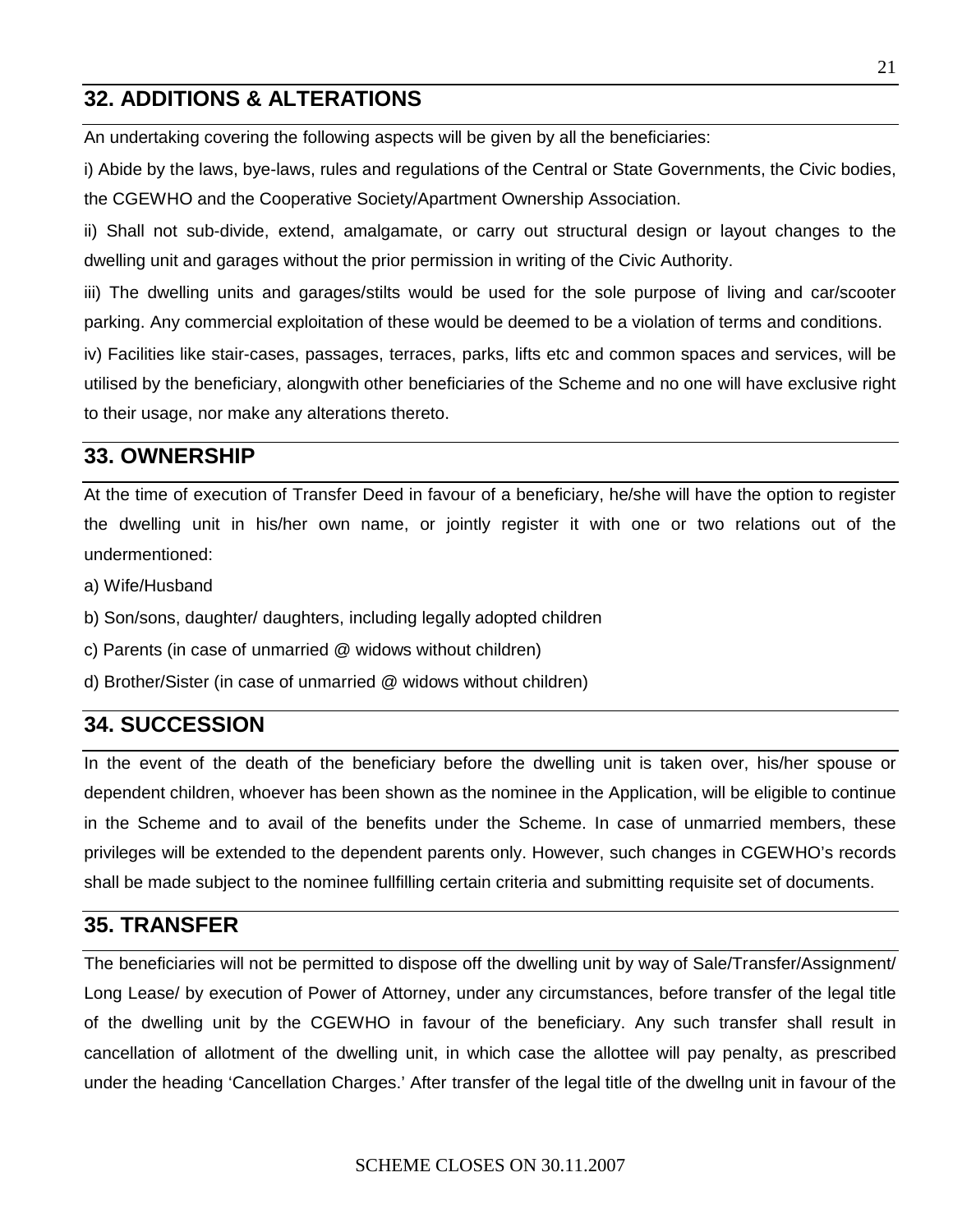## 32. ADDITIONS & ALTERATIONS

An undertaking covering the following aspects will be given by all the beneficiaries:

i) Abide by the laws, bye-laws, rules and regulations of the Central or State Governments, the Civic bodies, the CGEWHO and the Cooperative Society/Apartment Ownership Association.

ii) Shall not sub-divide, extend, amalgamate, or carry out structural design or layout changes to the dwelling unit and garages without the prior permission in writing of the Civic Authority.

iii) The dwelling units and garages/stilts would be used for the sole purpose of living and car/scooter parking. Any commercial exploitation of these would be deemed to be a violation of terms and conditions.

iv) Facilities like stair-cases, passages, terraces, parks, lifts etc and common spaces and services, will be utilised by the beneficiary, alongwith other beneficiaries of the Scheme and no one will have exclusive right to their usage, nor make any alterations thereto.

## 33. OWNERSHIP

At the time of execution of Transfer Deed in favour of a beneficiary, he/she will have the option to register the dwelling unit in his/her own name, or jointly register it with one or two relations out of the undermentioned:

a) Wife/Husband

b) Son/sons, daughter/ daughters, including legally adopted children

c) Parents (in case of unmarried @ widows without children)

d) Brother/Sister (in case of unmarried @ widows without children)

## 34. SUCCESSION

In the event of the death of the beneficiary before the dwelling unit is taken over, his/her spouse or dependent children, whoever has been shown as the nominee in the Application, will be eligible to continue in the Scheme and to avail of the benefits under the Scheme. In case of unmarried members, these privileges will be extended to the dependent parents only. However, such changes in CGEWHO's records shall be made subject to the nominee fullfilling certain criteria and submitting requisite set of documents.

## 35. TRANSFER

The beneficiaries will not be permitted to dispose off the dwelling unit by way of Sale/Transfer/Assignment/ Long Lease/ by execution of Power of Attorney, under any circumstances, before transfer of the legal title of the dwelling unit by the CGEWHO in favour of the beneficiary. Any such transfer shall result in cancellation of allotment of the dwelling unit, in which case the allottee will pay penalty, as prescribed under the heading 'Cancellation Charges.' After transfer of the legal title of the dwellng unit in favour of the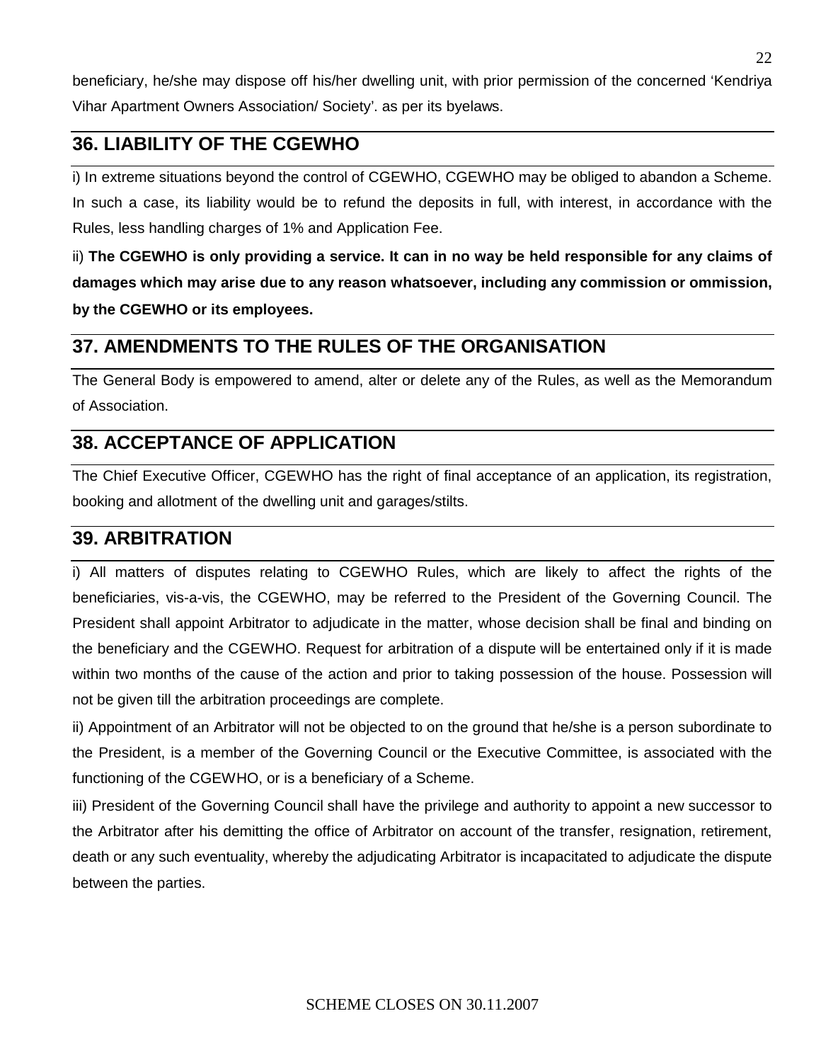beneficiary, he/she may dispose off his/her dwelling unit, with prior permission of the concerned 'Kendriya Vihar Apartment Owners Association/ Society'. as per its byelaws.

## 36. LIABILITY OF THE CGEWHO

i) In extreme situations beyond the control of CGEWHO, CGEWHO may be obliged to abandon a Scheme. In such a case, its liability would be to refund the deposits in full, with interest, in accordance with the Rules, less handling charges of 1% and Application Fee.

ii) **The CGEWHO is only providing a service. It can in no way be held responsible for any claims of damages which may arise due to any reason whatsoever, including any commission or ommission, by the CGEWHO or its employees.**

## 37. AMENDMENTS TO THE RULES OF THE ORGANISATION

The General Body is empowered to amend, alter or delete any of the Rules, as well as the Memorandum of Association.

## 38. ACCEPTANCE OF APPLICATION

The Chief Executive Officer, CGEWHO has the right of final acceptance of an application, its registration, booking and allotment of the dwelling unit and garages/stilts.

## 39. ARBITRATION

i) All matters of disputes relating to CGEWHO Rules, which are likely to affect the rights of the beneficiaries, vis-a-vis, the CGEWHO, may be referred to the President of the Governing Council. The President shall appoint Arbitrator to adjudicate in the matter, whose decision shall be final and binding on the beneficiary and the CGEWHO. Request for arbitration of a dispute will be entertained only if it is made within two months of the cause of the action and prior to taking possession of the house. Possession will not be given till the arbitration proceedings are complete.

ii) Appointment of an Arbitrator will not be objected to on the ground that he/she is a person subordinate to the President, is a member of the Governing Council or the Executive Committee, is associated with the functioning of the CGEWHO, or is a beneficiary of a Scheme.

iii) President of the Governing Council shall have the privilege and authority to appoint a new successor to the Arbitrator after his demitting the office of Arbitrator on account of the transfer, resignation, retirement, death or any such eventuality, whereby the adjudicating Arbitrator is incapacitated to adjudicate the dispute between the parties.

SCHEME CLOSES ON 30.11.2007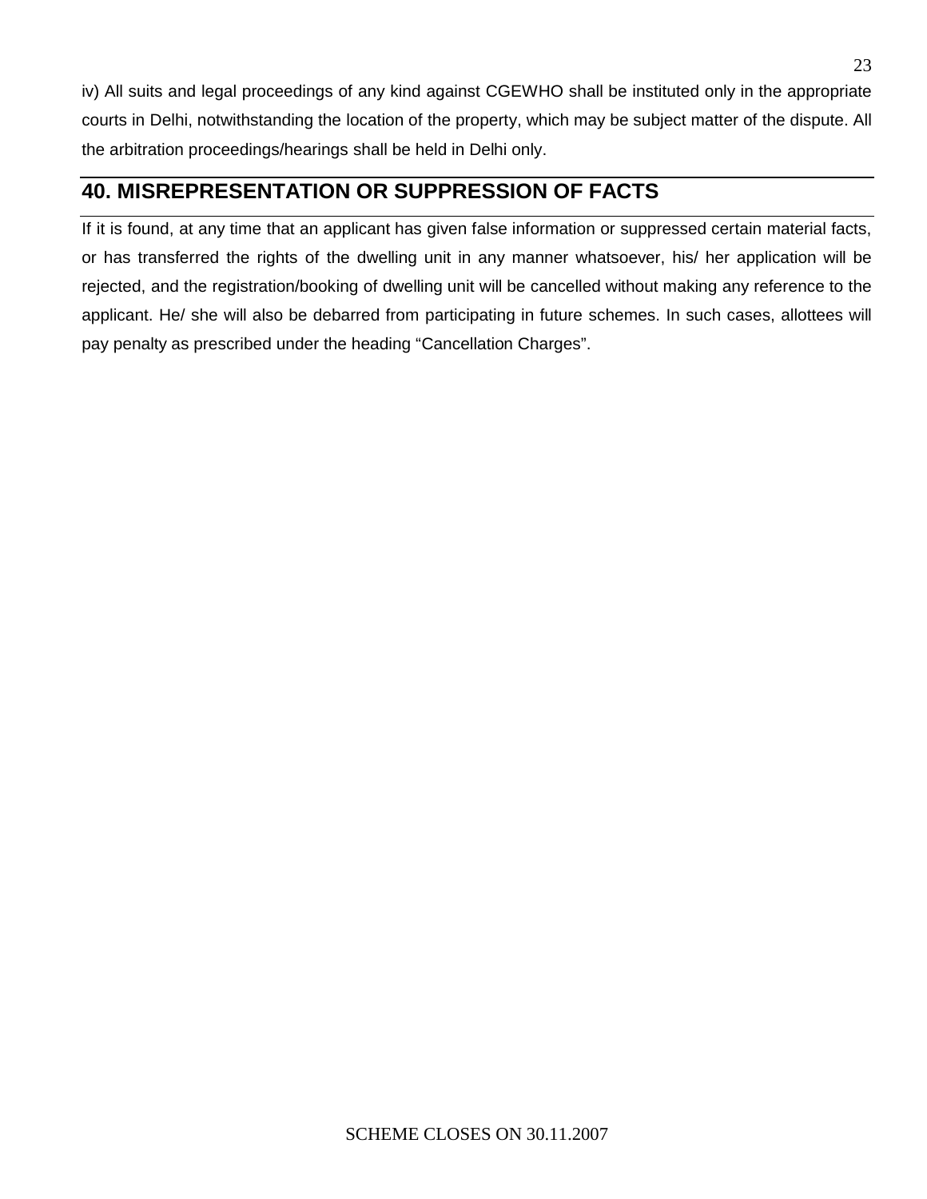iv) All suits and legal proceedings of any kind against CGEWHO shall be instituted only in the appropriate courts in Delhi, notwithstanding the location of the property, which may be subject matter of the dispute. All the arbitration proceedings/hearings shall be held in Delhi only.

## 40. MISREPRESENTATION OR SUPPRESSION OF FACTS

If it is found, at any time that an applicant has given false information or suppressed certain material facts, or has transferred the rights of the dwelling unit in any manner whatsoever, his/ her application will be rejected, and the registration/booking of dwelling unit will be cancelled without making any reference to the applicant. He/ she will also be debarred from participating in future schemes. In such cases, allottees will pay penalty as prescribed under the heading “Cancellation Charges”.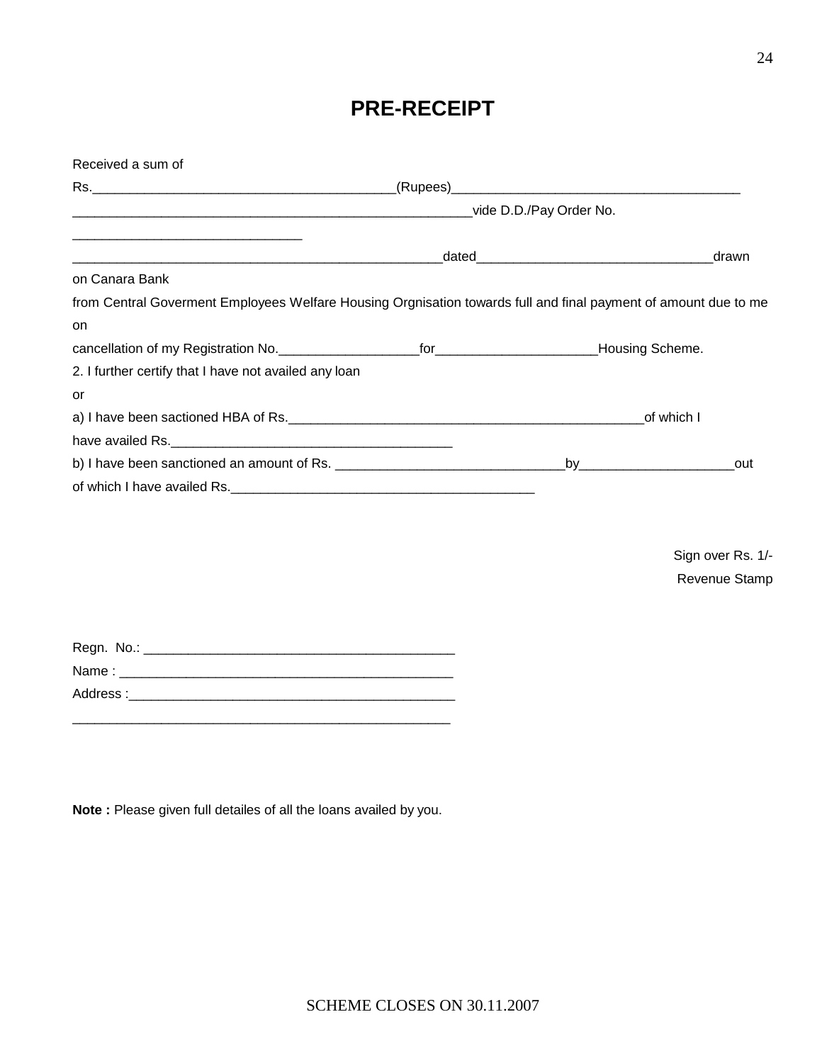# PRE-RECEIPT

Received a sum of

Rs.________________________________________(Rupees)______________________________________

_____________________________________________________vide D.D./Pay Order No.

______________________________

_________________________________________________dated_______________________________drawn

on Canara Bank

from Central Goverment Employees Welfare Housing Orgnisation towards full and final payment of amount due to me on

cancellation of my Registration No.__________________for_____________________Housing Scheme.

2. I further certify that I have not availed any loan

or

a) I have been sactioned HBA of Rs.______________________________________________of which I

have availed Rs.____________________________________

b) I have been sanctioned an amount of Rs. _____________________________by____________________out

of which I have availed Rs.________________________________________

Sign over Rs. 1/-

Revenue Stamp

Regn. No.: ________________________________________

Name : ___________________________________________

Address :__________________________________________

_________________________________________________

**Note :** Please given full detailes of all the loans availed by you.

SCHEME CLOSES ON 30.11.2007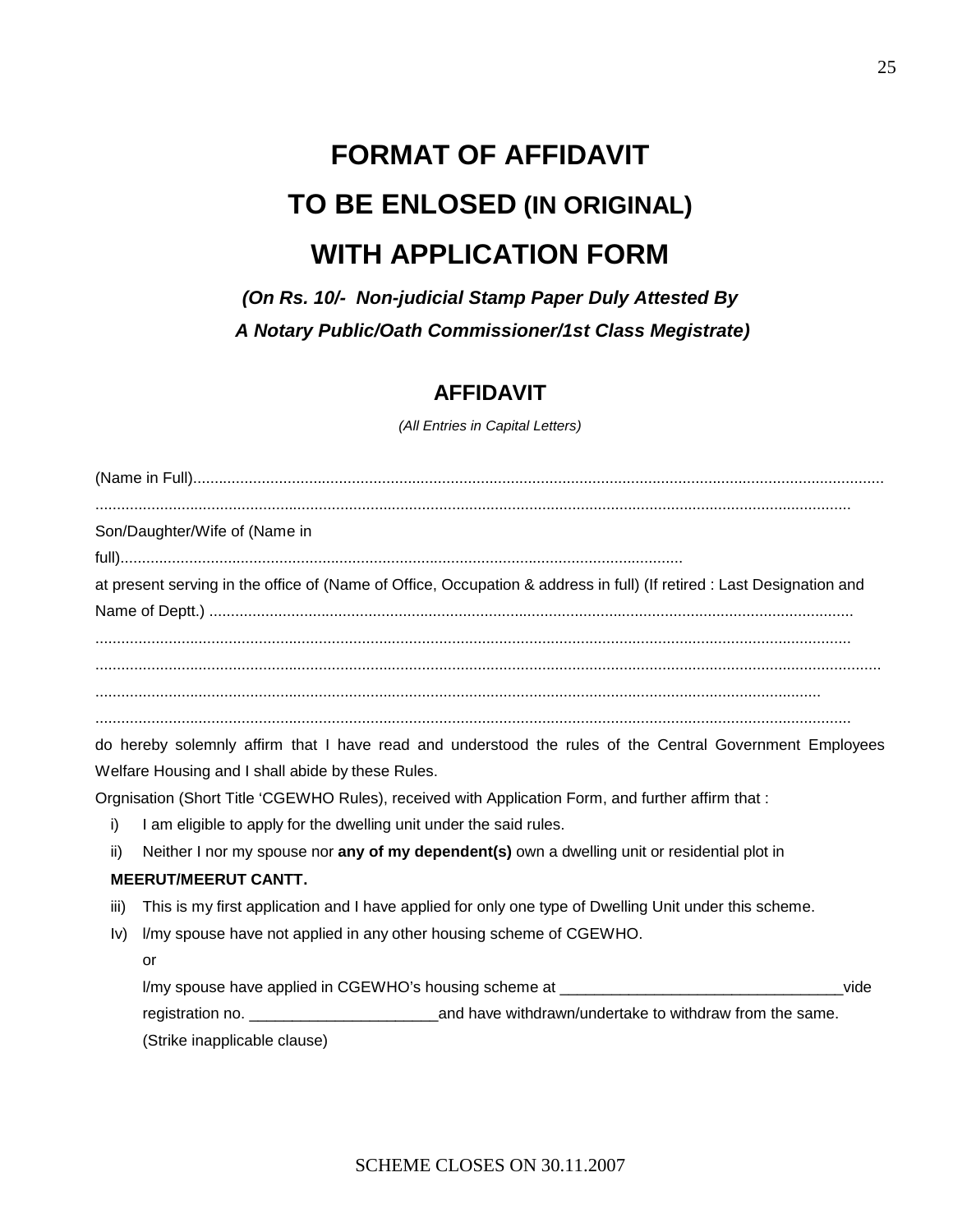# FORMAT OF AFFIDAVIT

# TO BE ENLOSED (IN ORIGINAL)

# WITH APPLICATION FORM

***(On Rs. 10/- Non-judicial Stamp Paper Duly Attested By***
***A Notary Public/Oath Commissioner/1st Class Megistrate)***

## AFFIDAVIT

*(All Entries in Capital Letters)*

(Name in Full)..................................................................................................................................................................
.............................................................................................................................................................................
Son/Daughter/Wife of (Name in
full)...................................................................................................................................
at present serving in the office of (Name of Office, Occupation & address in full) (If retired : Last Designation and Name of Deptt.) ....................................................................................................................................................
.............................................................................................................................................................................
.................................................................................................................................................................................
......................................................................................................................................................................
.............................................................................................................................................................................
do hereby solemnly affirm that I have read and understood the rules of the Central Government Employees Welfare Housing and I shall abide by these Rules.

Orgnisation (Short Title 'CGEWHO Rules), received with Application Form, and further affirm that :

i) I am eligible to apply for the dwelling unit under the said rules.

ii) Neither I nor my spouse nor **any of my dependent(s)** own a dwelling unit or residential plot in **MEERUT/MEERUT CANTT.**

iii) This is my first application and I have applied for only one type of Dwelling Unit under this scheme.

Iv) I/my spouse have not applied in any other housing scheme of CGEWHO.

or

I/my spouse have applied in CGEWHO's housing scheme at ________________________________vide registration no. _____________________and have withdrawn/undertake to withdraw from the same.

(Strike inapplicable clause)

SCHEME CLOSES ON 30.11.2007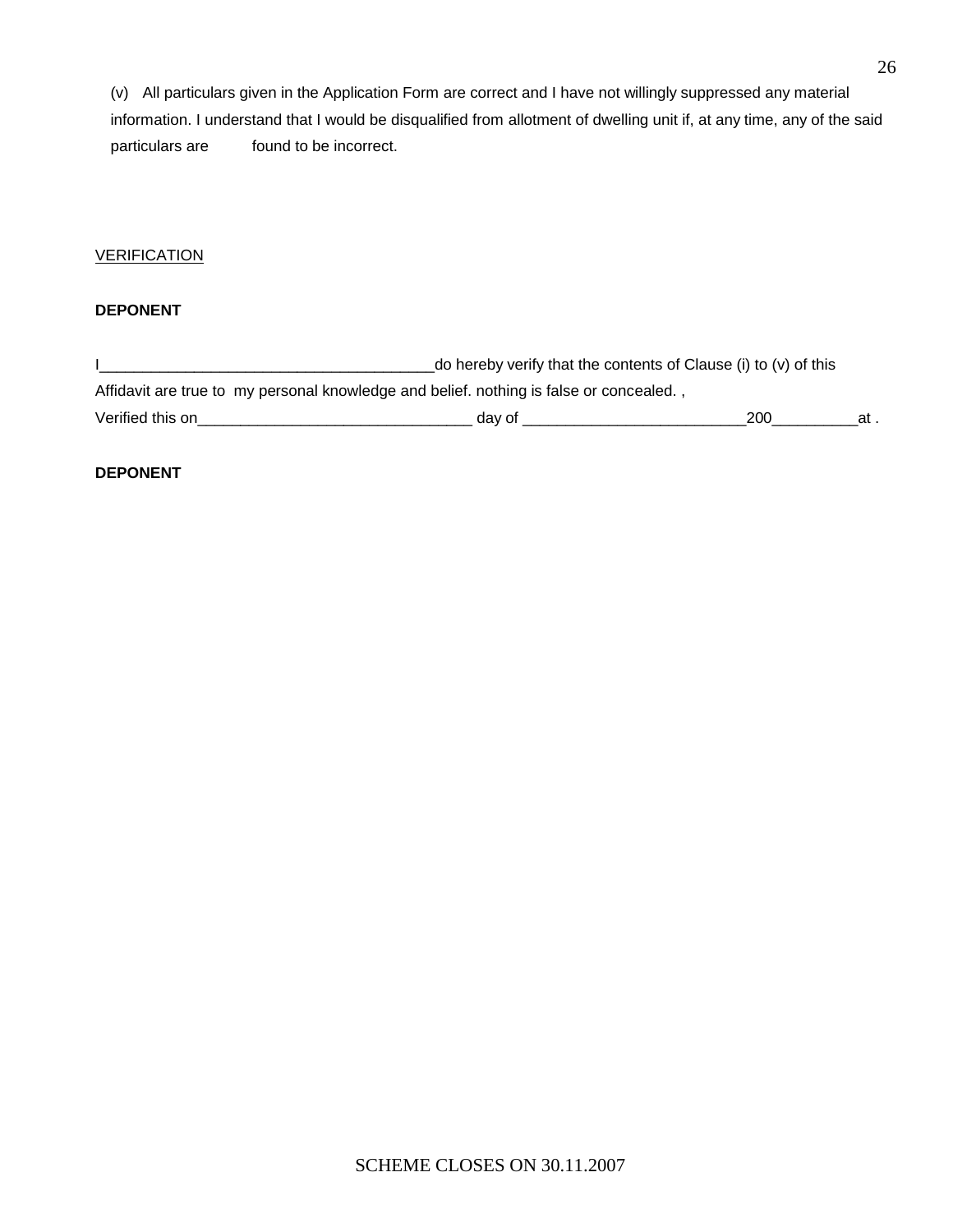(v) All particulars given in the Application Form are correct and I have not willingly suppressed any material information. I understand that I would be disqualified from allotment of dwelling unit if, at any time, any of the said particulars are found to be incorrect.

VERIFICATION

**DEPONENT**

I________________________________________do hereby verify that the contents of Clause (i) to (v) of this Affidavit are true to my personal knowledge and belief. nothing is false or concealed. ,
Verified this on_________________________________ day of ___________________________200__________at .

**DEPONENT**

SCHEME CLOSES ON 30.11.2007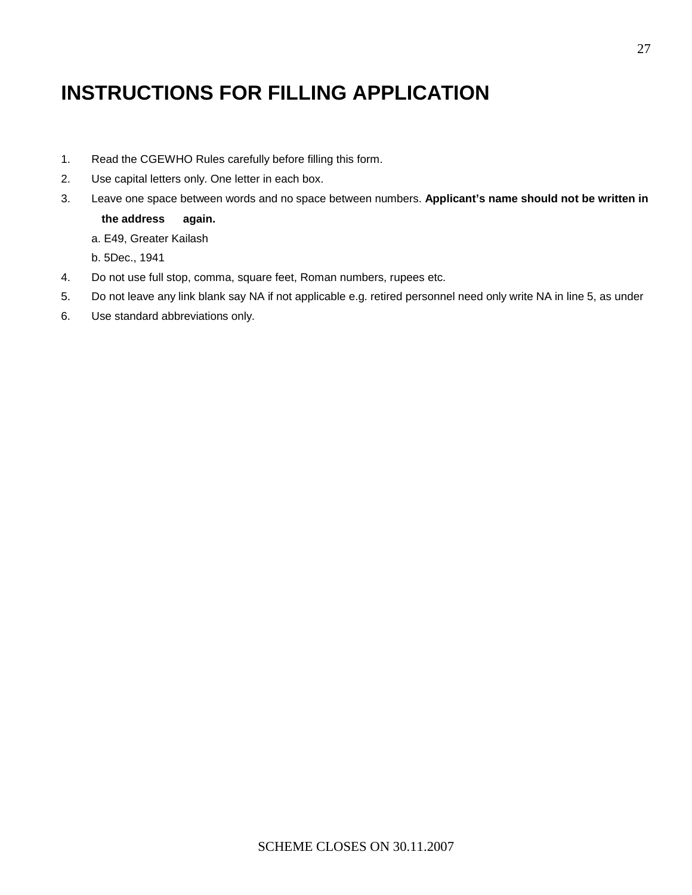# INSTRUCTIONS FOR FILLING APPLICATION

1. Read the CGEWHO Rules carefully before filling this form.
2. Use capital letters only. One letter in each box.
3. Leave one space between words and no space between numbers. **Applicant's name should not be written in the address again.**

   a. E49, Greater Kailash

   b. 5Dec., 1941
4. Do not use full stop, comma, square feet, Roman numbers, rupees etc.
5. Do not leave any link blank say NA if not applicable e.g. retired personnel need only write NA in line 5, as under
6. Use standard abbreviations only.

SCHEME CLOSES ON 30.11.2007